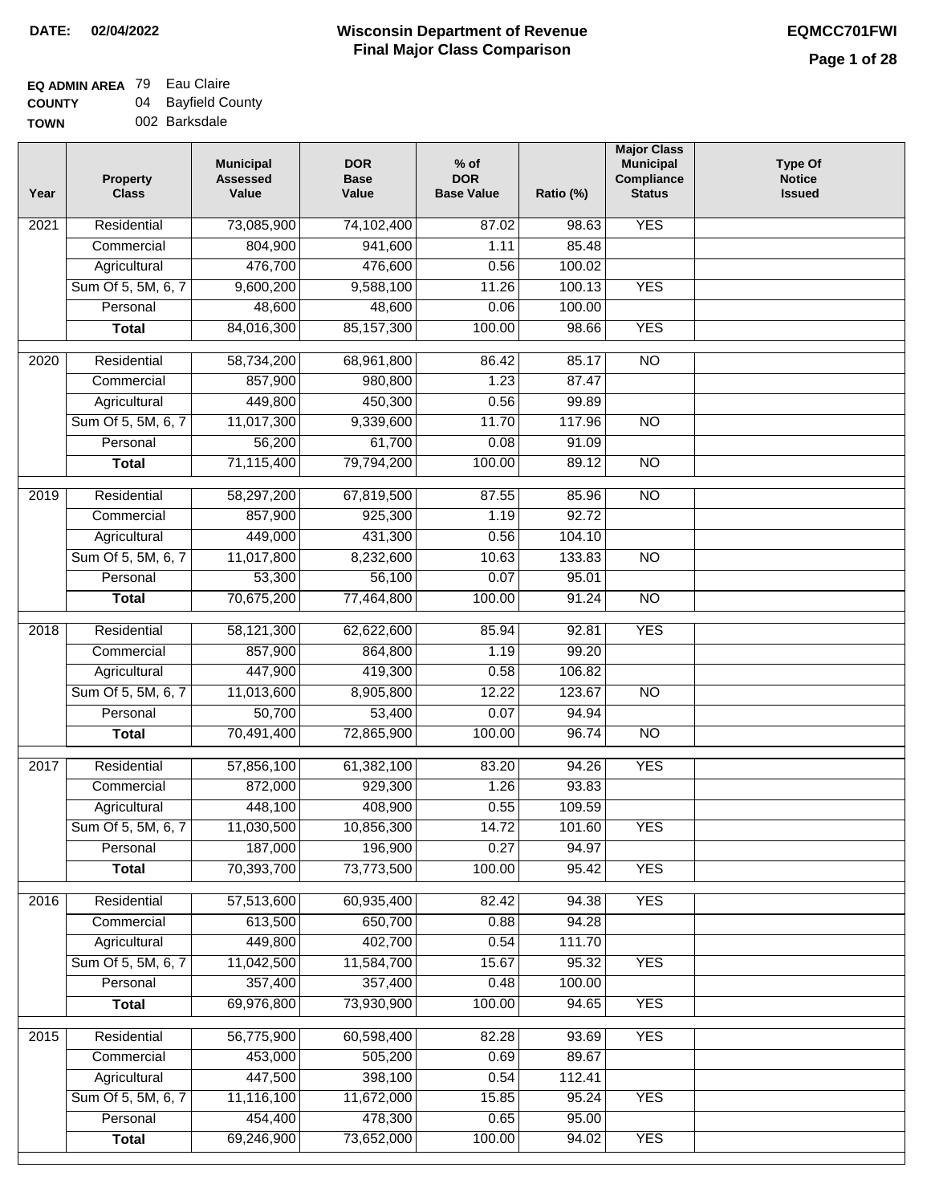**DATE: 02/04/2022**

# Wisconsin Department of Revenue
## Final Major Class Comparison

**EQMCC701FWI**

**EQ ADMIN AREA** 79 Eau Claire
**COUNTY** 04 Bayfield County
**TOWN** 002 Barksdale

| Year | Property Class | Municipal Assessed Value | DOR Base Value | % of DOR Base Value | Ratio (%) | Major Class Municipal Compliance Status | Type Of Notice Issued |
|---|---|---|---|---|---|---|---|
| 2021 | Residential | 73,085,900 | 74,102,400 | 87.02 | 98.63 | YES | |
| | Commercial | 804,900 | 941,600 | 1.11 | 85.48 | | |
| | Agricultural | 476,700 | 476,600 | 0.56 | 100.02 | | |
| | Sum Of 5, 5M, 6, 7 | 9,600,200 | 9,588,100 | 11.26 | 100.13 | YES | |
| | Personal | 48,600 | 48,600 | 0.06 | 100.00 | | |
| | **Total** | 84,016,300 | 85,157,300 | 100.00 | 98.66 | YES | |
| 2020 | Residential | 58,734,200 | 68,961,800 | 86.42 | 85.17 | NO | |
| | Commercial | 857,900 | 980,800 | 1.23 | 87.47 | | |
| | Agricultural | 449,800 | 450,300 | 0.56 | 99.89 | | |
| | Sum Of 5, 5M, 6, 7 | 11,017,300 | 9,339,600 | 11.70 | 117.96 | NO | |
| | Personal | 56,200 | 61,700 | 0.08 | 91.09 | | |
| | **Total** | 71,115,400 | 79,794,200 | 100.00 | 89.12 | NO | |
| 2019 | Residential | 58,297,200 | 67,819,500 | 87.55 | 85.96 | NO | |
| | Commercial | 857,900 | 925,300 | 1.19 | 92.72 | | |
| | Agricultural | 449,000 | 431,300 | 0.56 | 104.10 | | |
| | Sum Of 5, 5M, 6, 7 | 11,017,800 | 8,232,600 | 10.63 | 133.83 | NO | |
| | Personal | 53,300 | 56,100 | 0.07 | 95.01 | | |
| | **Total** | 70,675,200 | 77,464,800 | 100.00 | 91.24 | NO | |
| 2018 | Residential | 58,121,300 | 62,622,600 | 85.94 | 92.81 | YES | |
| | Commercial | 857,900 | 864,800 | 1.19 | 99.20 | | |
| | Agricultural | 447,900 | 419,300 | 0.58 | 106.82 | | |
| | Sum Of 5, 5M, 6, 7 | 11,013,600 | 8,905,800 | 12.22 | 123.67 | NO | |
| | Personal | 50,700 | 53,400 | 0.07 | 94.94 | | |
| | **Total** | 70,491,400 | 72,865,900 | 100.00 | 96.74 | NO | |
| 2017 | Residential | 57,856,100 | 61,382,100 | 83.20 | 94.26 | YES | |
| | Commercial | 872,000 | 929,300 | 1.26 | 93.83 | | |
| | Agricultural | 448,100 | 408,900 | 0.55 | 109.59 | | |
| | Sum Of 5, 5M, 6, 7 | 11,030,500 | 10,856,300 | 14.72 | 101.60 | YES | |
| | Personal | 187,000 | 196,900 | 0.27 | 94.97 | | |
| | **Total** | 70,393,700 | 73,773,500 | 100.00 | 95.42 | YES | |
| 2016 | Residential | 57,513,600 | 60,935,400 | 82.42 | 94.38 | YES | |
| | Commercial | 613,500 | 650,700 | 0.88 | 94.28 | | |
| | Agricultural | 449,800 | 402,700 | 0.54 | 111.70 | | |
| | Sum Of 5, 5M, 6, 7 | 11,042,500 | 11,584,700 | 15.67 | 95.32 | YES | |
| | Personal | 357,400 | 357,400 | 0.48 | 100.00 | | |
| | **Total** | 69,976,800 | 73,930,900 | 100.00 | 94.65 | YES | |
| 2015 | Residential | 56,775,900 | 60,598,400 | 82.28 | 93.69 | YES | |
| | Commercial | 453,000 | 505,200 | 0.69 | 89.67 | | |
| | Agricultural | 447,500 | 398,100 | 0.54 | 112.41 | | |
| | Sum Of 5, 5M, 6, 7 | 11,116,100 | 11,672,000 | 15.85 | 95.24 | YES | |
| | Personal | 454,400 | 478,300 | 0.65 | 95.00 | | |
| | **Total** | 69,246,900 | 73,652,000 | 100.00 | 94.02 | YES | |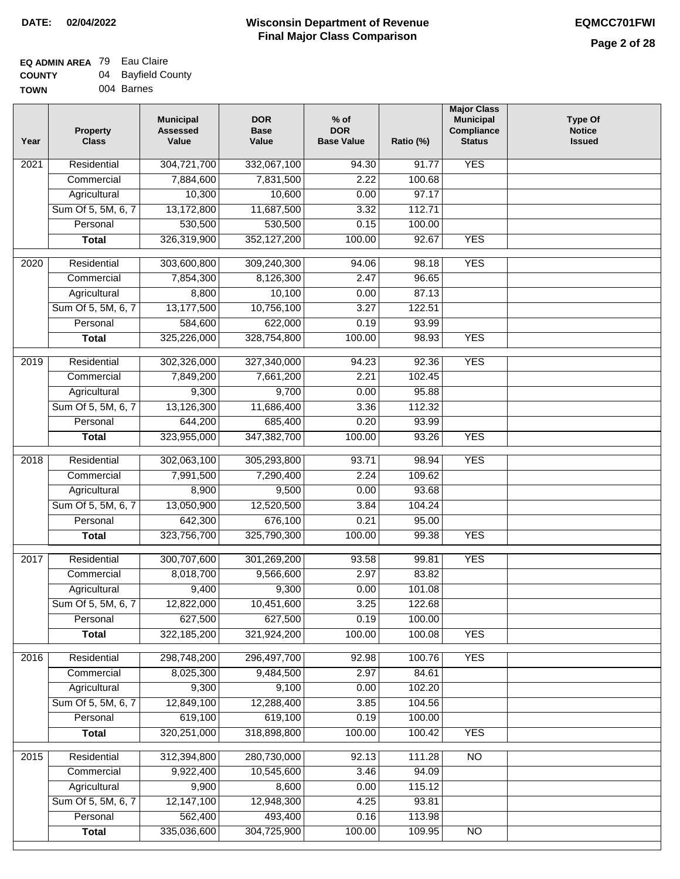**DATE:** 02/04/2022

# Wisconsin Department of Revenue
## Final Major Class Comparison

**EQMCC701FWI**

**EQ ADMIN AREA** 79 Eau Claire
**COUNTY** 04 Bayfield County
**TOWN** 004 Barnes

| Year | Property Class | Municipal Assessed Value | DOR Base Value | % of DOR Base Value | Ratio (%) | Major Class Municipal Compliance Status | Type Of Notice Issued |
|---|---|---|---|---|---|---|---|
| 2021 | Residential | 304,721,700 | 332,067,100 | 94.30 | 91.77 | YES | |
| | Commercial | 7,884,600 | 7,831,500 | 2.22 | 100.68 | | |
| | Agricultural | 10,300 | 10,600 | 0.00 | 97.17 | | |
| | Sum Of 5, 5M, 6, 7 | 13,172,800 | 11,687,500 | 3.32 | 112.71 | | |
| | Personal | 530,500 | 530,500 | 0.15 | 100.00 | | |
| | **Total** | 326,319,900 | 352,127,200 | 100.00 | 92.67 | YES | |
| 2020 | Residential | 303,600,800 | 309,240,300 | 94.06 | 98.18 | YES | |
| | Commercial | 7,854,300 | 8,126,300 | 2.47 | 96.65 | | |
| | Agricultural | 8,800 | 10,100 | 0.00 | 87.13 | | |
| | Sum Of 5, 5M, 6, 7 | 13,177,500 | 10,756,100 | 3.27 | 122.51 | | |
| | Personal | 584,600 | 622,000 | 0.19 | 93.99 | | |
| | **Total** | 325,226,000 | 328,754,800 | 100.00 | 98.93 | YES | |
| 2019 | Residential | 302,326,000 | 327,340,000 | 94.23 | 92.36 | YES | |
| | Commercial | 7,849,200 | 7,661,200 | 2.21 | 102.45 | | |
| | Agricultural | 9,300 | 9,700 | 0.00 | 95.88 | | |
| | Sum Of 5, 5M, 6, 7 | 13,126,300 | 11,686,400 | 3.36 | 112.32 | | |
| | Personal | 644,200 | 685,400 | 0.20 | 93.99 | | |
| | **Total** | 323,955,000 | 347,382,700 | 100.00 | 93.26 | YES | |
| 2018 | Residential | 302,063,100 | 305,293,800 | 93.71 | 98.94 | YES | |
| | Commercial | 7,991,500 | 7,290,400 | 2.24 | 109.62 | | |
| | Agricultural | 8,900 | 9,500 | 0.00 | 93.68 | | |
| | Sum Of 5, 5M, 6, 7 | 13,050,900 | 12,520,500 | 3.84 | 104.24 | | |
| | Personal | 642,300 | 676,100 | 0.21 | 95.00 | | |
| | **Total** | 323,756,700 | 325,790,300 | 100.00 | 99.38 | YES | |
| 2017 | Residential | 300,707,600 | 301,269,200 | 93.58 | 99.81 | YES | |
| | Commercial | 8,018,700 | 9,566,600 | 2.97 | 83.82 | | |
| | Agricultural | 9,400 | 9,300 | 0.00 | 101.08 | | |
| | Sum Of 5, 5M, 6, 7 | 12,822,000 | 10,451,600 | 3.25 | 122.68 | | |
| | Personal | 627,500 | 627,500 | 0.19 | 100.00 | | |
| | **Total** | 322,185,200 | 321,924,200 | 100.00 | 100.08 | YES | |
| 2016 | Residential | 298,748,200 | 296,497,700 | 92.98 | 100.76 | YES | |
| | Commercial | 8,025,300 | 9,484,500 | 2.97 | 84.61 | | |
| | Agricultural | 9,300 | 9,100 | 0.00 | 102.20 | | |
| | Sum Of 5, 5M, 6, 7 | 12,849,100 | 12,288,400 | 3.85 | 104.56 | | |
| | Personal | 619,100 | 619,100 | 0.19 | 100.00 | | |
| | **Total** | 320,251,000 | 318,898,800 | 100.00 | 100.42 | YES | |
| 2015 | Residential | 312,394,800 | 280,730,000 | 92.13 | 111.28 | NO | |
| | Commercial | 9,922,400 | 10,545,600 | 3.46 | 94.09 | | |
| | Agricultural | 9,900 | 8,600 | 0.00 | 115.12 | | |
| | Sum Of 5, 5M, 6, 7 | 12,147,100 | 12,948,300 | 4.25 | 93.81 | | |
| | Personal | 562,400 | 493,400 | 0.16 | 113.98 | | |
| | **Total** | 335,036,600 | 304,725,900 | 100.00 | 109.95 | NO | |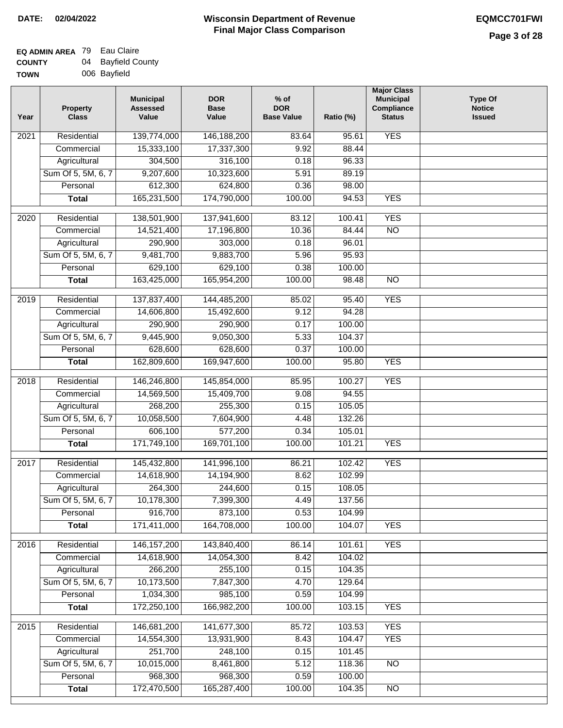**DATE: 02/04/2022**

# Wisconsin Department of Revenue
## Final Major Class Comparison

**EQMCC701FWI**

**EQ ADMIN AREA** 79 Eau Claire
**COUNTY** 04 Bayfield County
**TOWN** 006 Bayfield

| Year | Property Class | Municipal Assessed Value | DOR Base Value | % of DOR Base Value | Ratio (%) | Major Class Municipal Compliance Status | Type Of Notice Issued |
|---|---|---|---|---|---|---|---|
| 2021 | Residential | 139,774,000 | 146,188,200 | 83.64 | 95.61 | YES | |
| | Commercial | 15,333,100 | 17,337,300 | 9.92 | 88.44 | | |
| | Agricultural | 304,500 | 316,100 | 0.18 | 96.33 | | |
| | Sum Of 5, 5M, 6, 7 | 9,207,600 | 10,323,600 | 5.91 | 89.19 | | |
| | Personal | 612,300 | 624,800 | 0.36 | 98.00 | | |
| | **Total** | 165,231,500 | 174,790,000 | 100.00 | 94.53 | YES | |
| 2020 | Residential | 138,501,900 | 137,941,600 | 83.12 | 100.41 | YES | |
| | Commercial | 14,521,400 | 17,196,800 | 10.36 | 84.44 | NO | |
| | Agricultural | 290,900 | 303,000 | 0.18 | 96.01 | | |
| | Sum Of 5, 5M, 6, 7 | 9,481,700 | 9,883,700 | 5.96 | 95.93 | | |
| | Personal | 629,100 | 629,100 | 0.38 | 100.00 | | |
| | **Total** | 163,425,000 | 165,954,200 | 100.00 | 98.48 | NO | |
| 2019 | Residential | 137,837,400 | 144,485,200 | 85.02 | 95.40 | YES | |
| | Commercial | 14,606,800 | 15,492,600 | 9.12 | 94.28 | | |
| | Agricultural | 290,900 | 290,900 | 0.17 | 100.00 | | |
| | Sum Of 5, 5M, 6, 7 | 9,445,900 | 9,050,300 | 5.33 | 104.37 | | |
| | Personal | 628,600 | 628,600 | 0.37 | 100.00 | | |
| | **Total** | 162,809,600 | 169,947,600 | 100.00 | 95.80 | YES | |
| 2018 | Residential | 146,246,800 | 145,854,000 | 85.95 | 100.27 | YES | |
| | Commercial | 14,569,500 | 15,409,700 | 9.08 | 94.55 | | |
| | Agricultural | 268,200 | 255,300 | 0.15 | 105.05 | | |
| | Sum Of 5, 5M, 6, 7 | 10,058,500 | 7,604,900 | 4.48 | 132.26 | | |
| | Personal | 606,100 | 577,200 | 0.34 | 105.01 | | |
| | **Total** | 171,749,100 | 169,701,100 | 100.00 | 101.21 | YES | |
| 2017 | Residential | 145,432,800 | 141,996,100 | 86.21 | 102.42 | YES | |
| | Commercial | 14,618,900 | 14,194,900 | 8.62 | 102.99 | | |
| | Agricultural | 264,300 | 244,600 | 0.15 | 108.05 | | |
| | Sum Of 5, 5M, 6, 7 | 10,178,300 | 7,399,300 | 4.49 | 137.56 | | |
| | Personal | 916,700 | 873,100 | 0.53 | 104.99 | | |
| | **Total** | 171,411,000 | 164,708,000 | 100.00 | 104.07 | YES | |
| 2016 | Residential | 146,157,200 | 143,840,400 | 86.14 | 101.61 | YES | |
| | Commercial | 14,618,900 | 14,054,300 | 8.42 | 104.02 | | |
| | Agricultural | 266,200 | 255,100 | 0.15 | 104.35 | | |
| | Sum Of 5, 5M, 6, 7 | 10,173,500 | 7,847,300 | 4.70 | 129.64 | | |
| | Personal | 1,034,300 | 985,100 | 0.59 | 104.99 | | |
| | **Total** | 172,250,100 | 166,982,200 | 100.00 | 103.15 | YES | |
| 2015 | Residential | 146,681,200 | 141,677,300 | 85.72 | 103.53 | YES | |
| | Commercial | 14,554,300 | 13,931,900 | 8.43 | 104.47 | YES | |
| | Agricultural | 251,700 | 248,100 | 0.15 | 101.45 | | |
| | Sum Of 5, 5M, 6, 7 | 10,015,000 | 8,461,800 | 5.12 | 118.36 | NO | |
| | Personal | 968,300 | 968,300 | 0.59 | 100.00 | | |
| | **Total** | 172,470,500 | 165,287,400 | 100.00 | 104.35 | NO | |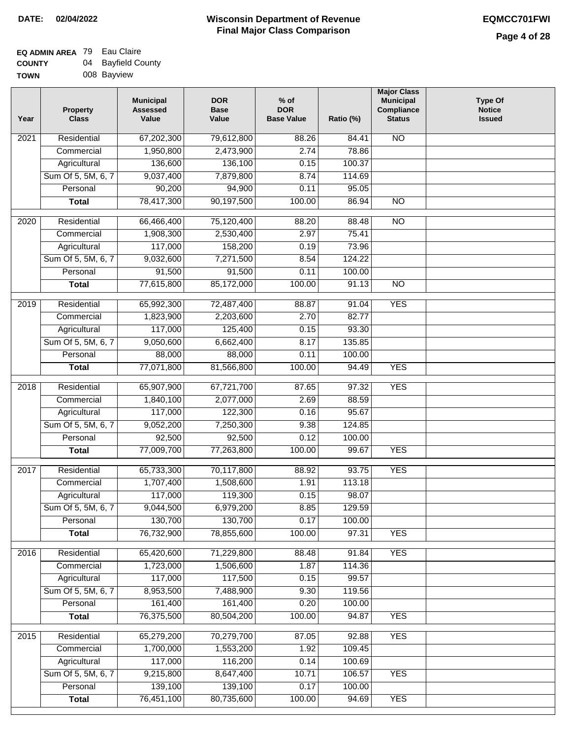**DATE:** 02/04/2022

# Wisconsin Department of Revenue
## Final Major Class Comparison

**EQMCC701FWI**

**EQ ADMIN AREA** 79 Eau Claire
**COUNTY** 04 Bayfield County
**TOWN** 008 Bayview

| Year | Property Class | Municipal Assessed Value | DOR Base Value | % of DOR Base Value | Ratio (%) | Major Class Municipal Compliance Status | Type Of Notice Issued |
|---|---|---|---|---|---|---|---|
| 2021 | Residential | 67,202,300 | 79,612,800 | 88.26 | 84.41 | NO | |
| | Commercial | 1,950,800 | 2,473,900 | 2.74 | 78.86 | | |
| | Agricultural | 136,600 | 136,100 | 0.15 | 100.37 | | |
| | Sum Of 5, 5M, 6, 7 | 9,037,400 | 7,879,800 | 8.74 | 114.69 | | |
| | Personal | 90,200 | 94,900 | 0.11 | 95.05 | | |
| | **Total** | 78,417,300 | 90,197,500 | 100.00 | 86.94 | NO | |
| 2020 | Residential | 66,466,400 | 75,120,400 | 88.20 | 88.48 | NO | |
| | Commercial | 1,908,300 | 2,530,400 | 2.97 | 75.41 | | |
| | Agricultural | 117,000 | 158,200 | 0.19 | 73.96 | | |
| | Sum Of 5, 5M, 6, 7 | 9,032,600 | 7,271,500 | 8.54 | 124.22 | | |
| | Personal | 91,500 | 91,500 | 0.11 | 100.00 | | |
| | **Total** | 77,615,800 | 85,172,000 | 100.00 | 91.13 | NO | |
| 2019 | Residential | 65,992,300 | 72,487,400 | 88.87 | 91.04 | YES | |
| | Commercial | 1,823,900 | 2,203,600 | 2.70 | 82.77 | | |
| | Agricultural | 117,000 | 125,400 | 0.15 | 93.30 | | |
| | Sum Of 5, 5M, 6, 7 | 9,050,600 | 6,662,400 | 8.17 | 135.85 | | |
| | Personal | 88,000 | 88,000 | 0.11 | 100.00 | | |
| | **Total** | 77,071,800 | 81,566,800 | 100.00 | 94.49 | YES | |
| 2018 | Residential | 65,907,900 | 67,721,700 | 87.65 | 97.32 | YES | |
| | Commercial | 1,840,100 | 2,077,000 | 2.69 | 88.59 | | |
| | Agricultural | 117,000 | 122,300 | 0.16 | 95.67 | | |
| | Sum Of 5, 5M, 6, 7 | 9,052,200 | 7,250,300 | 9.38 | 124.85 | | |
| | Personal | 92,500 | 92,500 | 0.12 | 100.00 | | |
| | **Total** | 77,009,700 | 77,263,800 | 100.00 | 99.67 | YES | |
| 2017 | Residential | 65,733,300 | 70,117,800 | 88.92 | 93.75 | YES | |
| | Commercial | 1,707,400 | 1,508,600 | 1.91 | 113.18 | | |
| | Agricultural | 117,000 | 119,300 | 0.15 | 98.07 | | |
| | Sum Of 5, 5M, 6, 7 | 9,044,500 | 6,979,200 | 8.85 | 129.59 | | |
| | Personal | 130,700 | 130,700 | 0.17 | 100.00 | | |
| | **Total** | 76,732,900 | 78,855,600 | 100.00 | 97.31 | YES | |
| 2016 | Residential | 65,420,600 | 71,229,800 | 88.48 | 91.84 | YES | |
| | Commercial | 1,723,000 | 1,506,600 | 1.87 | 114.36 | | |
| | Agricultural | 117,000 | 117,500 | 0.15 | 99.57 | | |
| | Sum Of 5, 5M, 6, 7 | 8,953,500 | 7,488,900 | 9.30 | 119.56 | | |
| | Personal | 161,400 | 161,400 | 0.20 | 100.00 | | |
| | **Total** | 76,375,500 | 80,504,200 | 100.00 | 94.87 | YES | |
| 2015 | Residential | 65,279,200 | 70,279,700 | 87.05 | 92.88 | YES | |
| | Commercial | 1,700,000 | 1,553,200 | 1.92 | 109.45 | | |
| | Agricultural | 117,000 | 116,200 | 0.14 | 100.69 | | |
| | Sum Of 5, 5M, 6, 7 | 9,215,800 | 8,647,400 | 10.71 | 106.57 | YES | |
| | Personal | 139,100 | 139,100 | 0.17 | 100.00 | | |
| | **Total** | 76,451,100 | 80,735,600 | 100.00 | 94.69 | YES | |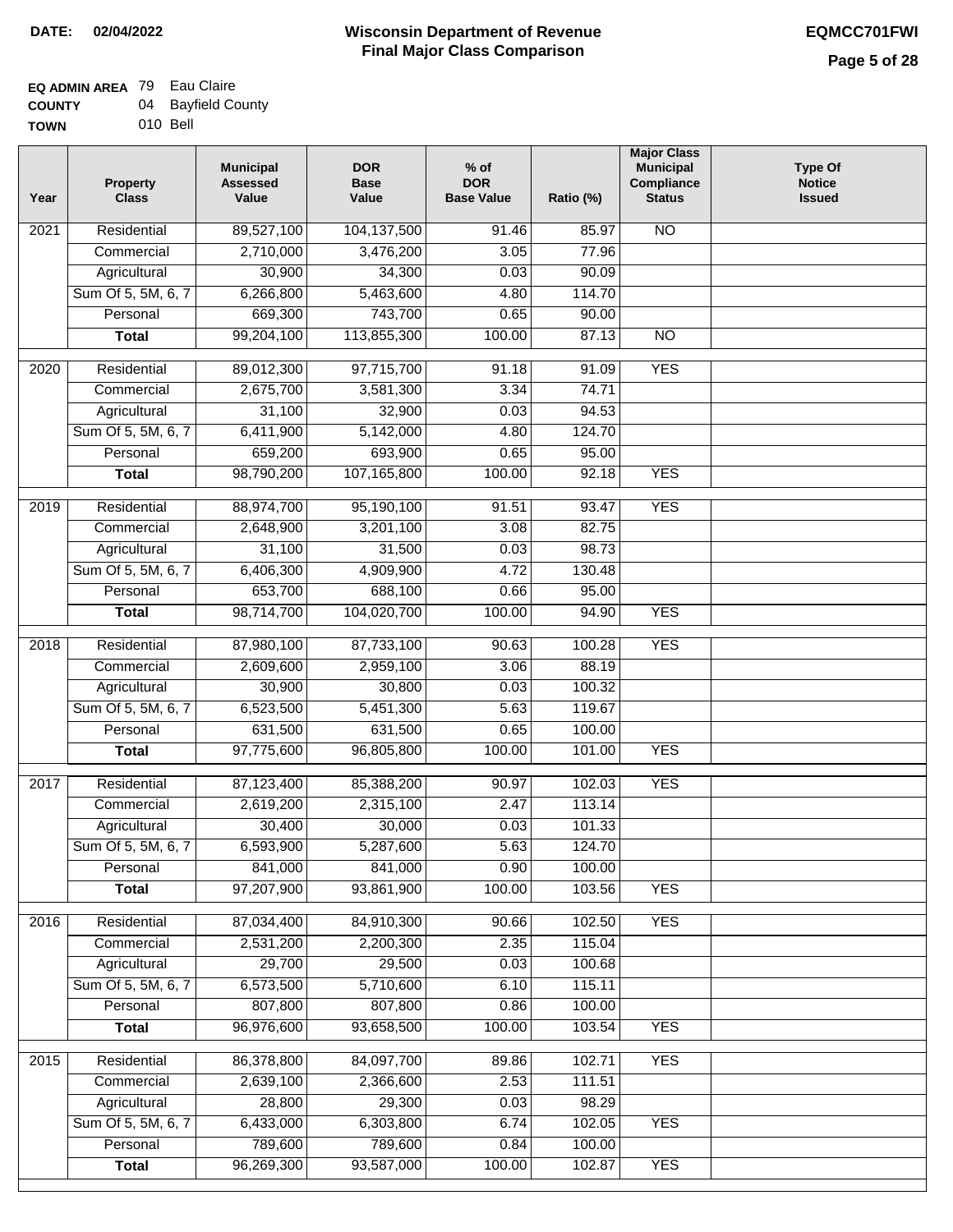**DATE: 02/04/2022**

# Wisconsin Department of Revenue
## Final Major Class Comparison

**EQMCC701FWI**

**EQ ADMIN AREA** 79 Eau Claire
**COUNTY** 04 Bayfield County
**TOWN** 010 Bell

| Year | Property Class | Municipal Assessed Value | DOR Base Value | % of DOR Base Value | Ratio (%) | Major Class Municipal Compliance Status | Type Of Notice Issued |
|---|---|---|---|---|---|---|---|
| 2021 | Residential | 89,527,100 | 104,137,500 | 91.46 | 85.97 | NO | |
| | Commercial | 2,710,000 | 3,476,200 | 3.05 | 77.96 | | |
| | Agricultural | 30,900 | 34,300 | 0.03 | 90.09 | | |
| | Sum Of 5, 5M, 6, 7 | 6,266,800 | 5,463,600 | 4.80 | 114.70 | | |
| | Personal | 669,300 | 743,700 | 0.65 | 90.00 | | |
| | **Total** | 99,204,100 | 113,855,300 | 100.00 | 87.13 | NO | |
| 2020 | Residential | 89,012,300 | 97,715,700 | 91.18 | 91.09 | YES | |
| | Commercial | 2,675,700 | 3,581,300 | 3.34 | 74.71 | | |
| | Agricultural | 31,100 | 32,900 | 0.03 | 94.53 | | |
| | Sum Of 5, 5M, 6, 7 | 6,411,900 | 5,142,000 | 4.80 | 124.70 | | |
| | Personal | 659,200 | 693,900 | 0.65 | 95.00 | | |
| | **Total** | 98,790,200 | 107,165,800 | 100.00 | 92.18 | YES | |
| 2019 | Residential | 88,974,700 | 95,190,100 | 91.51 | 93.47 | YES | |
| | Commercial | 2,648,900 | 3,201,100 | 3.08 | 82.75 | | |
| | Agricultural | 31,100 | 31,500 | 0.03 | 98.73 | | |
| | Sum Of 5, 5M, 6, 7 | 6,406,300 | 4,909,900 | 4.72 | 130.48 | | |
| | Personal | 653,700 | 688,100 | 0.66 | 95.00 | | |
| | **Total** | 98,714,700 | 104,020,700 | 100.00 | 94.90 | YES | |
| 2018 | Residential | 87,980,100 | 87,733,100 | 90.63 | 100.28 | YES | |
| | Commercial | 2,609,600 | 2,959,100 | 3.06 | 88.19 | | |
| | Agricultural | 30,900 | 30,800 | 0.03 | 100.32 | | |
| | Sum Of 5, 5M, 6, 7 | 6,523,500 | 5,451,300 | 5.63 | 119.67 | | |
| | Personal | 631,500 | 631,500 | 0.65 | 100.00 | | |
| | **Total** | 97,775,600 | 96,805,800 | 100.00 | 101.00 | YES | |
| 2017 | Residential | 87,123,400 | 85,388,200 | 90.97 | 102.03 | YES | |
| | Commercial | 2,619,200 | 2,315,100 | 2.47 | 113.14 | | |
| | Agricultural | 30,400 | 30,000 | 0.03 | 101.33 | | |
| | Sum Of 5, 5M, 6, 7 | 6,593,900 | 5,287,600 | 5.63 | 124.70 | | |
| | Personal | 841,000 | 841,000 | 0.90 | 100.00 | | |
| | **Total** | 97,207,900 | 93,861,900 | 100.00 | 103.56 | YES | |
| 2016 | Residential | 87,034,400 | 84,910,300 | 90.66 | 102.50 | YES | |
| | Commercial | 2,531,200 | 2,200,300 | 2.35 | 115.04 | | |
| | Agricultural | 29,700 | 29,500 | 0.03 | 100.68 | | |
| | Sum Of 5, 5M, 6, 7 | 6,573,500 | 5,710,600 | 6.10 | 115.11 | | |
| | Personal | 807,800 | 807,800 | 0.86 | 100.00 | | |
| | **Total** | 96,976,600 | 93,658,500 | 100.00 | 103.54 | YES | |
| 2015 | Residential | 86,378,800 | 84,097,700 | 89.86 | 102.71 | YES | |
| | Commercial | 2,639,100 | 2,366,600 | 2.53 | 111.51 | | |
| | Agricultural | 28,800 | 29,300 | 0.03 | 98.29 | | |
| | Sum Of 5, 5M, 6, 7 | 6,433,000 | 6,303,800 | 6.74 | 102.05 | YES | |
| | Personal | 789,600 | 789,600 | 0.84 | 100.00 | | |
| | **Total** | 96,269,300 | 93,587,000 | 100.00 | 102.87 | YES | |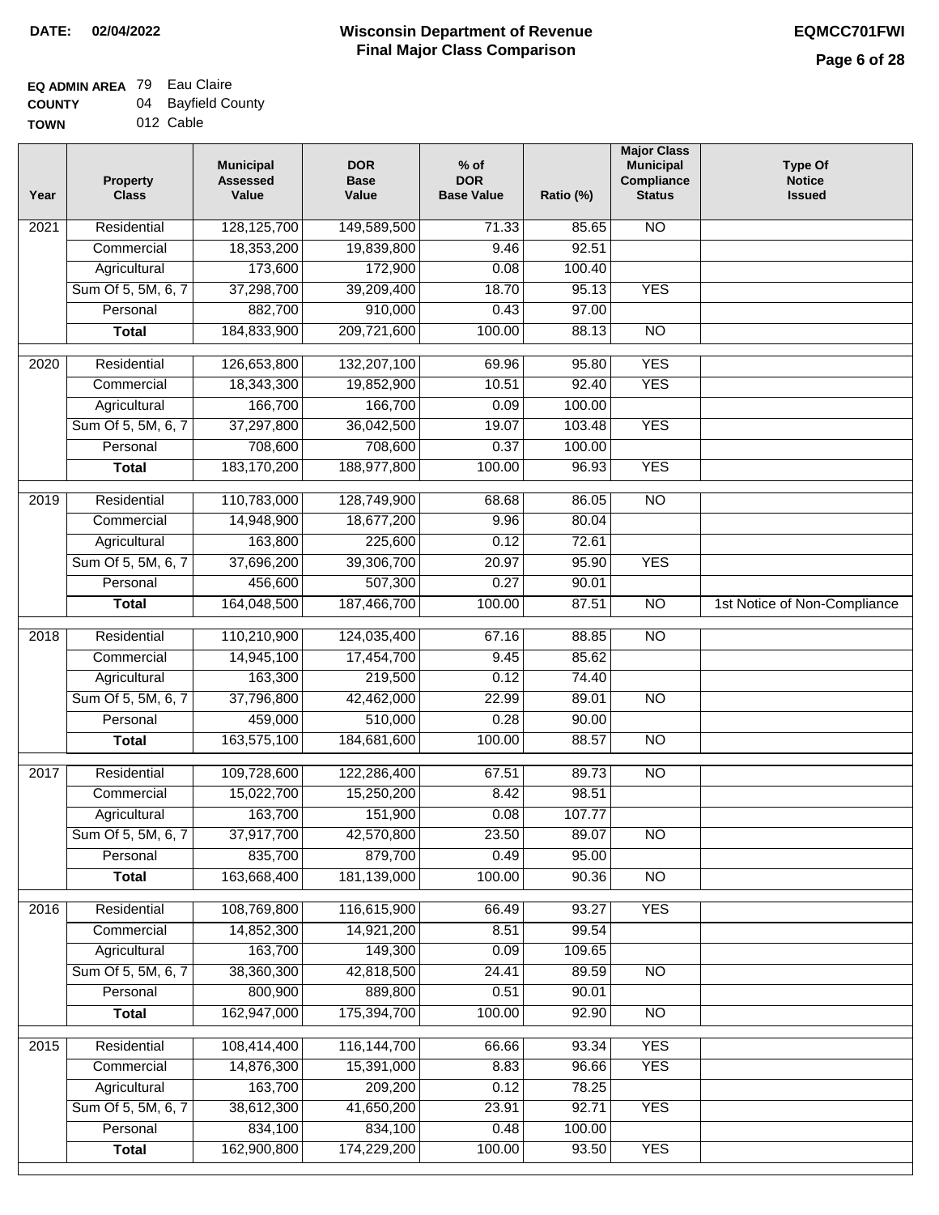**DATE: 02/04/2022**

# Wisconsin Department of Revenue
## Final Major Class Comparison

**EQMCC701FWI**

**EQ ADMIN AREA** 79 Eau Claire
**COUNTY** 04 Bayfield County
**TOWN** 012 Cable

| Year | Property Class | Municipal Assessed Value | DOR Base Value | % of DOR Base Value | Ratio (%) | Major Class Municipal Compliance Status | Type Of Notice Issued |
|---|---|---|---|---|---|---|---|
| 2021 | Residential | 128,125,700 | 149,589,500 | 71.33 | 85.65 | NO | |
| | Commercial | 18,353,200 | 19,839,800 | 9.46 | 92.51 | | |
| | Agricultural | 173,600 | 172,900 | 0.08 | 100.40 | | |
| | Sum Of 5, 5M, 6, 7 | 37,298,700 | 39,209,400 | 18.70 | 95.13 | YES | |
| | Personal | 882,700 | 910,000 | 0.43 | 97.00 | | |
| | **Total** | 184,833,900 | 209,721,600 | 100.00 | 88.13 | NO | |
| 2020 | Residential | 126,653,800 | 132,207,100 | 69.96 | 95.80 | YES | |
| | Commercial | 18,343,300 | 19,852,900 | 10.51 | 92.40 | YES | |
| | Agricultural | 166,700 | 166,700 | 0.09 | 100.00 | | |
| | Sum Of 5, 5M, 6, 7 | 37,297,800 | 36,042,500 | 19.07 | 103.48 | YES | |
| | Personal | 708,600 | 708,600 | 0.37 | 100.00 | | |
| | **Total** | 183,170,200 | 188,977,800 | 100.00 | 96.93 | YES | |
| 2019 | Residential | 110,783,000 | 128,749,900 | 68.68 | 86.05 | NO | |
| | Commercial | 14,948,900 | 18,677,200 | 9.96 | 80.04 | | |
| | Agricultural | 163,800 | 225,600 | 0.12 | 72.61 | | |
| | Sum Of 5, 5M, 6, 7 | 37,696,200 | 39,306,700 | 20.97 | 95.90 | YES | |
| | Personal | 456,600 | 507,300 | 0.27 | 90.01 | | |
| | **Total** | 164,048,500 | 187,466,700 | 100.00 | 87.51 | NO | 1st Notice of Non-Compliance |
| 2018 | Residential | 110,210,900 | 124,035,400 | 67.16 | 88.85 | NO | |
| | Commercial | 14,945,100 | 17,454,700 | 9.45 | 85.62 | | |
| | Agricultural | 163,300 | 219,500 | 0.12 | 74.40 | | |
| | Sum Of 5, 5M, 6, 7 | 37,796,800 | 42,462,000 | 22.99 | 89.01 | NO | |
| | Personal | 459,000 | 510,000 | 0.28 | 90.00 | | |
| | **Total** | 163,575,100 | 184,681,600 | 100.00 | 88.57 | NO | |
| 2017 | Residential | 109,728,600 | 122,286,400 | 67.51 | 89.73 | NO | |
| | Commercial | 15,022,700 | 15,250,200 | 8.42 | 98.51 | | |
| | Agricultural | 163,700 | 151,900 | 0.08 | 107.77 | | |
| | Sum Of 5, 5M, 6, 7 | 37,917,700 | 42,570,800 | 23.50 | 89.07 | NO | |
| | Personal | 835,700 | 879,700 | 0.49 | 95.00 | | |
| | **Total** | 163,668,400 | 181,139,000 | 100.00 | 90.36 | NO | |
| 2016 | Residential | 108,769,800 | 116,615,900 | 66.49 | 93.27 | YES | |
| | Commercial | 14,852,300 | 14,921,200 | 8.51 | 99.54 | | |
| | Agricultural | 163,700 | 149,300 | 0.09 | 109.65 | | |
| | Sum Of 5, 5M, 6, 7 | 38,360,300 | 42,818,500 | 24.41 | 89.59 | NO | |
| | Personal | 800,900 | 889,800 | 0.51 | 90.01 | | |
| | **Total** | 162,947,000 | 175,394,700 | 100.00 | 92.90 | NO | |
| 2015 | Residential | 108,414,400 | 116,144,700 | 66.66 | 93.34 | YES | |
| | Commercial | 14,876,300 | 15,391,000 | 8.83 | 96.66 | YES | |
| | Agricultural | 163,700 | 209,200 | 0.12 | 78.25 | | |
| | Sum Of 5, 5M, 6, 7 | 38,612,300 | 41,650,200 | 23.91 | 92.71 | YES | |
| | Personal | 834,100 | 834,100 | 0.48 | 100.00 | | |
| | **Total** | 162,900,800 | 174,229,200 | 100.00 | 93.50 | YES | |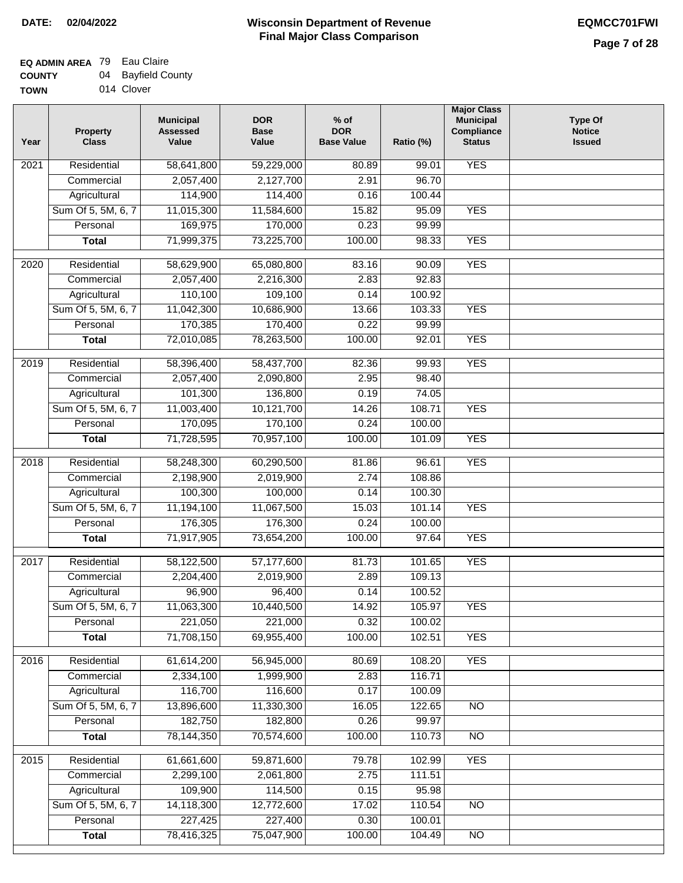**DATE:** 02/04/2022

# Wisconsin Department of Revenue
## Final Major Class Comparison

**EQMCC701FWI**

**EQ ADMIN AREA** 79 Eau Claire
**COUNTY** 04 Bayfield County
**TOWN** 014 Clover

| Year | Property Class | Municipal Assessed Value | DOR Base Value | % of DOR Base Value | Ratio (%) | Major Class Municipal Compliance Status | Type Of Notice Issued |
|---|---|---|---|---|---|---|---|
| 2021 | Residential | 58,641,800 | 59,229,000 | 80.89 | 99.01 | YES | |
| | Commercial | 2,057,400 | 2,127,700 | 2.91 | 96.70 | | |
| | Agricultural | 114,900 | 114,400 | 0.16 | 100.44 | | |
| | Sum Of 5, 5M, 6, 7 | 11,015,300 | 11,584,600 | 15.82 | 95.09 | YES | |
| | Personal | 169,975 | 170,000 | 0.23 | 99.99 | | |
| | **Total** | 71,999,375 | 73,225,700 | 100.00 | 98.33 | YES | |
| 2020 | Residential | 58,629,900 | 65,080,800 | 83.16 | 90.09 | YES | |
| | Commercial | 2,057,400 | 2,216,300 | 2.83 | 92.83 | | |
| | Agricultural | 110,100 | 109,100 | 0.14 | 100.92 | | |
| | Sum Of 5, 5M, 6, 7 | 11,042,300 | 10,686,900 | 13.66 | 103.33 | YES | |
| | Personal | 170,385 | 170,400 | 0.22 | 99.99 | | |
| | **Total** | 72,010,085 | 78,263,500 | 100.00 | 92.01 | YES | |
| 2019 | Residential | 58,396,400 | 58,437,700 | 82.36 | 99.93 | YES | |
| | Commercial | 2,057,400 | 2,090,800 | 2.95 | 98.40 | | |
| | Agricultural | 101,300 | 136,800 | 0.19 | 74.05 | | |
| | Sum Of 5, 5M, 6, 7 | 11,003,400 | 10,121,700 | 14.26 | 108.71 | YES | |
| | Personal | 170,095 | 170,100 | 0.24 | 100.00 | | |
| | **Total** | 71,728,595 | 70,957,100 | 100.00 | 101.09 | YES | |
| 2018 | Residential | 58,248,300 | 60,290,500 | 81.86 | 96.61 | YES | |
| | Commercial | 2,198,900 | 2,019,900 | 2.74 | 108.86 | | |
| | Agricultural | 100,300 | 100,000 | 0.14 | 100.30 | | |
| | Sum Of 5, 5M, 6, 7 | 11,194,100 | 11,067,500 | 15.03 | 101.14 | YES | |
| | Personal | 176,305 | 176,300 | 0.24 | 100.00 | | |
| | **Total** | 71,917,905 | 73,654,200 | 100.00 | 97.64 | YES | |
| 2017 | Residential | 58,122,500 | 57,177,600 | 81.73 | 101.65 | YES | |
| | Commercial | 2,204,400 | 2,019,900 | 2.89 | 109.13 | | |
| | Agricultural | 96,900 | 96,400 | 0.14 | 100.52 | | |
| | Sum Of 5, 5M, 6, 7 | 11,063,300 | 10,440,500 | 14.92 | 105.97 | YES | |
| | Personal | 221,050 | 221,000 | 0.32 | 100.02 | | |
| | **Total** | 71,708,150 | 69,955,400 | 100.00 | 102.51 | YES | |
| 2016 | Residential | 61,614,200 | 56,945,000 | 80.69 | 108.20 | YES | |
| | Commercial | 2,334,100 | 1,999,900 | 2.83 | 116.71 | | |
| | Agricultural | 116,700 | 116,600 | 0.17 | 100.09 | | |
| | Sum Of 5, 5M, 6, 7 | 13,896,600 | 11,330,300 | 16.05 | 122.65 | NO | |
| | Personal | 182,750 | 182,800 | 0.26 | 99.97 | | |
| | **Total** | 78,144,350 | 70,574,600 | 100.00 | 110.73 | NO | |
| 2015 | Residential | 61,661,600 | 59,871,600 | 79.78 | 102.99 | YES | |
| | Commercial | 2,299,100 | 2,061,800 | 2.75 | 111.51 | | |
| | Agricultural | 109,900 | 114,500 | 0.15 | 95.98 | | |
| | Sum Of 5, 5M, 6, 7 | 14,118,300 | 12,772,600 | 17.02 | 110.54 | NO | |
| | Personal | 227,425 | 227,400 | 0.30 | 100.01 | | |
| | **Total** | 78,416,325 | 75,047,900 | 100.00 | 104.49 | NO | |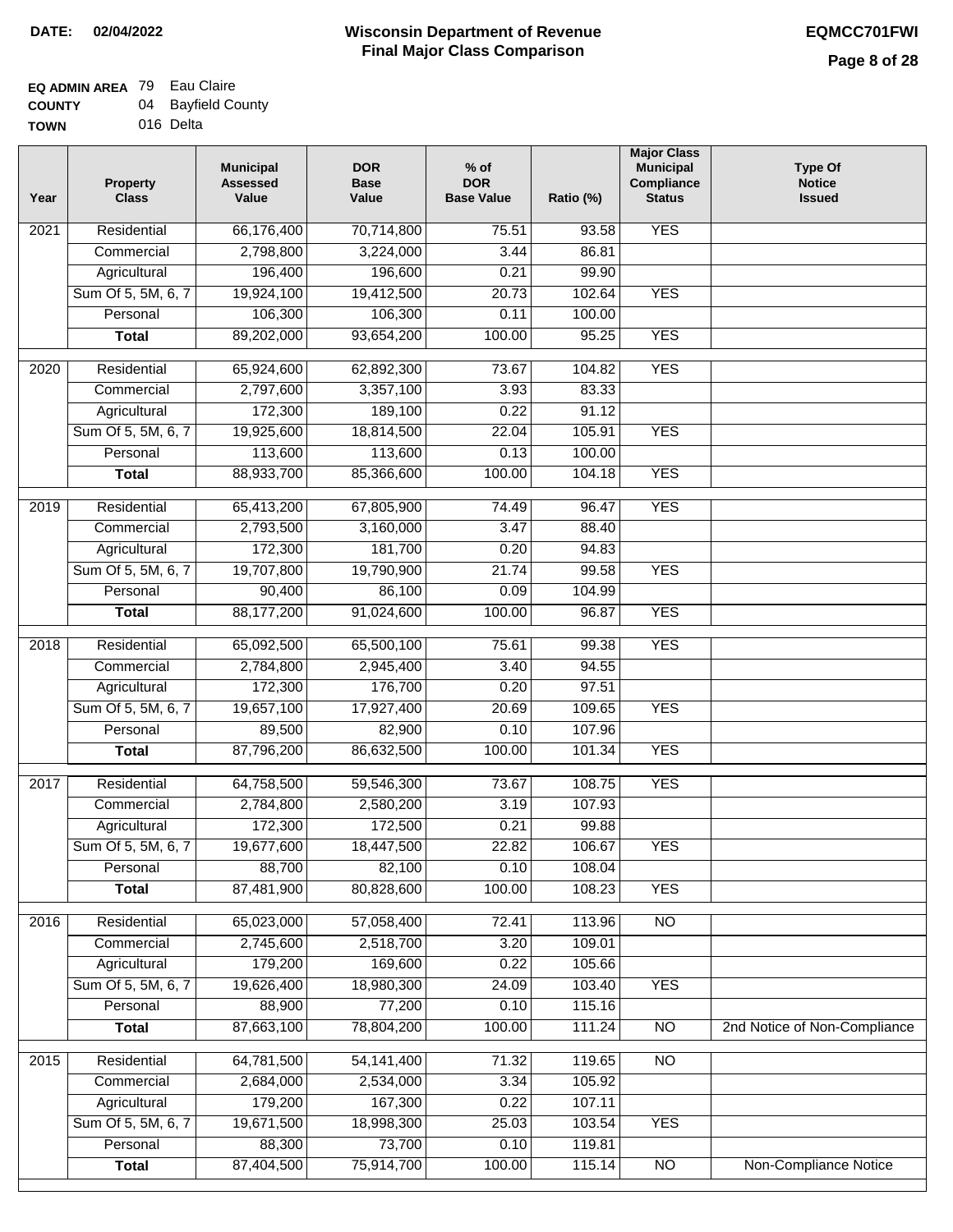**DATE: 02/04/2022**

# Wisconsin Department of Revenue
## Final Major Class Comparison

**EQMCC701FWI**

**EQ ADMIN AREA** 79 Eau Claire
**COUNTY** 04 Bayfield County
**TOWN** 016 Delta

| Year | Property Class | Municipal Assessed Value | DOR Base Value | % of DOR Base Value | Ratio (%) | Major Class Municipal Compliance Status | Type Of Notice Issued |
|---|---|---|---|---|---|---|---|
| 2021 | Residential | 66,176,400 | 70,714,800 | 75.51 | 93.58 | YES | |
| | Commercial | 2,798,800 | 3,224,000 | 3.44 | 86.81 | | |
| | Agricultural | 196,400 | 196,600 | 0.21 | 99.90 | | |
| | Sum Of 5, 5M, 6, 7 | 19,924,100 | 19,412,500 | 20.73 | 102.64 | YES | |
| | Personal | 106,300 | 106,300 | 0.11 | 100.00 | | |
| | **Total** | 89,202,000 | 93,654,200 | 100.00 | 95.25 | YES | |
| 2020 | Residential | 65,924,600 | 62,892,300 | 73.67 | 104.82 | YES | |
| | Commercial | 2,797,600 | 3,357,100 | 3.93 | 83.33 | | |
| | Agricultural | 172,300 | 189,100 | 0.22 | 91.12 | | |
| | Sum Of 5, 5M, 6, 7 | 19,925,600 | 18,814,500 | 22.04 | 105.91 | YES | |
| | Personal | 113,600 | 113,600 | 0.13 | 100.00 | | |
| | **Total** | 88,933,700 | 85,366,600 | 100.00 | 104.18 | YES | |
| 2019 | Residential | 65,413,200 | 67,805,900 | 74.49 | 96.47 | YES | |
| | Commercial | 2,793,500 | 3,160,000 | 3.47 | 88.40 | | |
| | Agricultural | 172,300 | 181,700 | 0.20 | 94.83 | | |
| | Sum Of 5, 5M, 6, 7 | 19,707,800 | 19,790,900 | 21.74 | 99.58 | YES | |
| | Personal | 90,400 | 86,100 | 0.09 | 104.99 | | |
| | **Total** | 88,177,200 | 91,024,600 | 100.00 | 96.87 | YES | |
| 2018 | Residential | 65,092,500 | 65,500,100 | 75.61 | 99.38 | YES | |
| | Commercial | 2,784,800 | 2,945,400 | 3.40 | 94.55 | | |
| | Agricultural | 172,300 | 176,700 | 0.20 | 97.51 | | |
| | Sum Of 5, 5M, 6, 7 | 19,657,100 | 17,927,400 | 20.69 | 109.65 | YES | |
| | Personal | 89,500 | 82,900 | 0.10 | 107.96 | | |
| | **Total** | 87,796,200 | 86,632,500 | 100.00 | 101.34 | YES | |
| 2017 | Residential | 64,758,500 | 59,546,300 | 73.67 | 108.75 | YES | |
| | Commercial | 2,784,800 | 2,580,200 | 3.19 | 107.93 | | |
| | Agricultural | 172,300 | 172,500 | 0.21 | 99.88 | | |
| | Sum Of 5, 5M, 6, 7 | 19,677,600 | 18,447,500 | 22.82 | 106.67 | YES | |
| | Personal | 88,700 | 82,100 | 0.10 | 108.04 | | |
| | **Total** | 87,481,900 | 80,828,600 | 100.00 | 108.23 | YES | |
| 2016 | Residential | 65,023,000 | 57,058,400 | 72.41 | 113.96 | NO | |
| | Commercial | 2,745,600 | 2,518,700 | 3.20 | 109.01 | | |
| | Agricultural | 179,200 | 169,600 | 0.22 | 105.66 | | |
| | Sum Of 5, 5M, 6, 7 | 19,626,400 | 18,980,300 | 24.09 | 103.40 | YES | |
| | Personal | 88,900 | 77,200 | 0.10 | 115.16 | | |
| | **Total** | 87,663,100 | 78,804,200 | 100.00 | 111.24 | NO | 2nd Notice of Non-Compliance |
| 2015 | Residential | 64,781,500 | 54,141,400 | 71.32 | 119.65 | NO | |
| | Commercial | 2,684,000 | 2,534,000 | 3.34 | 105.92 | | |
| | Agricultural | 179,200 | 167,300 | 0.22 | 107.11 | | |
| | Sum Of 5, 5M, 6, 7 | 19,671,500 | 18,998,300 | 25.03 | 103.54 | YES | |
| | Personal | 88,300 | 73,700 | 0.10 | 119.81 | | |
| | **Total** | 87,404,500 | 75,914,700 | 100.00 | 115.14 | NO | Non-Compliance Notice |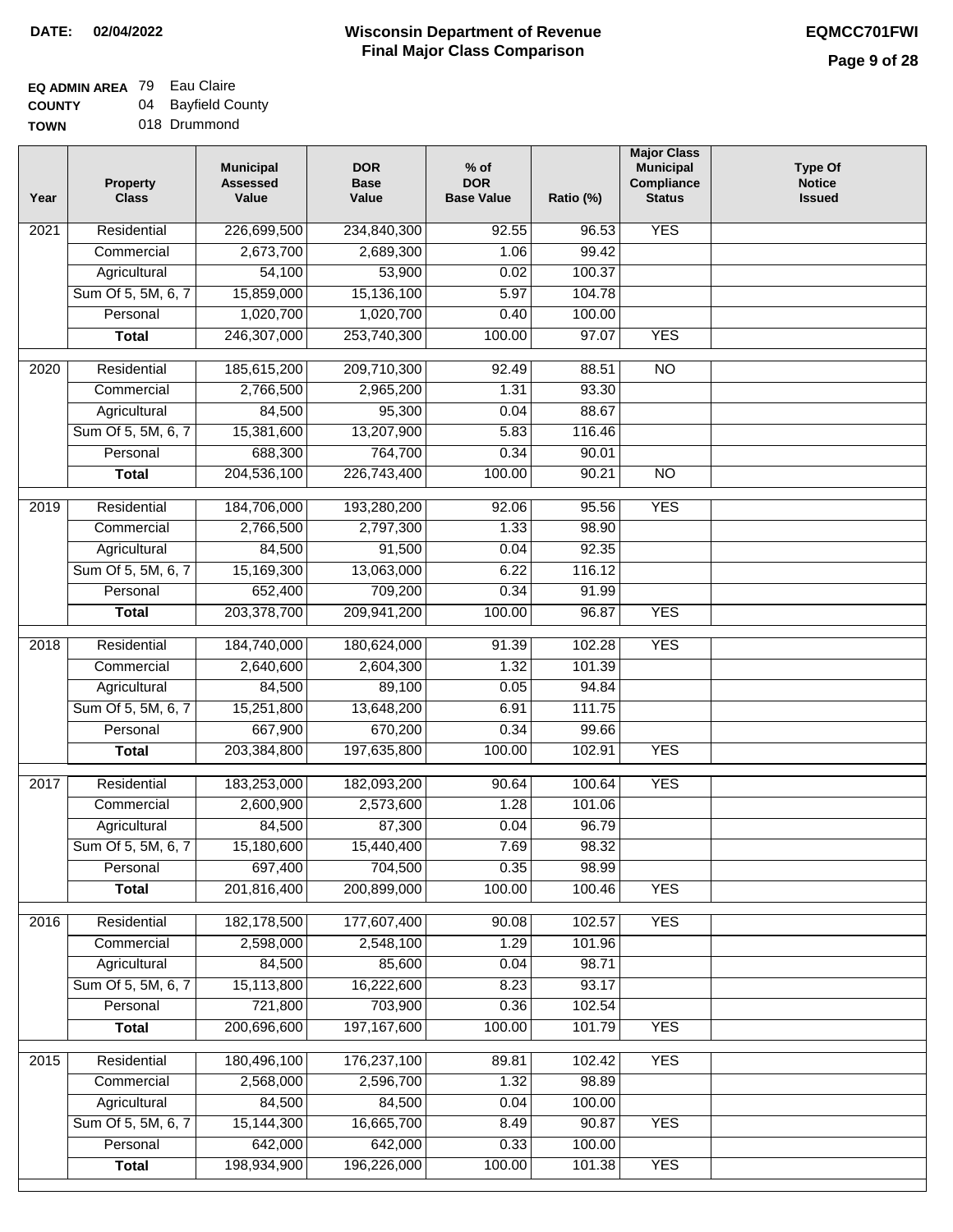**DATE: 02/04/2022**

# Wisconsin Department of Revenue
## Final Major Class Comparison

**EQMCC701FWI**

**EQ ADMIN AREA** 79 Eau Claire
**COUNTY** 04 Bayfield County
**TOWN** 018 Drummond

| Year | Property Class | Municipal Assessed Value | DOR Base Value | % of DOR Base Value | Ratio (%) | Major Class Municipal Compliance Status | Type Of Notice Issued |
|---|---|---|---|---|---|---|---|
| 2021 | Residential | 226,699,500 | 234,840,300 | 92.55 | 96.53 | YES | |
| | Commercial | 2,673,700 | 2,689,300 | 1.06 | 99.42 | | |
| | Agricultural | 54,100 | 53,900 | 0.02 | 100.37 | | |
| | Sum Of 5, 5M, 6, 7 | 15,859,000 | 15,136,100 | 5.97 | 104.78 | | |
| | Personal | 1,020,700 | 1,020,700 | 0.40 | 100.00 | | |
| | **Total** | 246,307,000 | 253,740,300 | 100.00 | 97.07 | YES | |
| 2020 | Residential | 185,615,200 | 209,710,300 | 92.49 | 88.51 | NO | |
| | Commercial | 2,766,500 | 2,965,200 | 1.31 | 93.30 | | |
| | Agricultural | 84,500 | 95,300 | 0.04 | 88.67 | | |
| | Sum Of 5, 5M, 6, 7 | 15,381,600 | 13,207,900 | 5.83 | 116.46 | | |
| | Personal | 688,300 | 764,700 | 0.34 | 90.01 | | |
| | **Total** | 204,536,100 | 226,743,400 | 100.00 | 90.21 | NO | |
| 2019 | Residential | 184,706,000 | 193,280,200 | 92.06 | 95.56 | YES | |
| | Commercial | 2,766,500 | 2,797,300 | 1.33 | 98.90 | | |
| | Agricultural | 84,500 | 91,500 | 0.04 | 92.35 | | |
| | Sum Of 5, 5M, 6, 7 | 15,169,300 | 13,063,000 | 6.22 | 116.12 | | |
| | Personal | 652,400 | 709,200 | 0.34 | 91.99 | | |
| | **Total** | 203,378,700 | 209,941,200 | 100.00 | 96.87 | YES | |
| 2018 | Residential | 184,740,000 | 180,624,000 | 91.39 | 102.28 | YES | |
| | Commercial | 2,640,600 | 2,604,300 | 1.32 | 101.39 | | |
| | Agricultural | 84,500 | 89,100 | 0.05 | 94.84 | | |
| | Sum Of 5, 5M, 6, 7 | 15,251,800 | 13,648,200 | 6.91 | 111.75 | | |
| | Personal | 667,900 | 670,200 | 0.34 | 99.66 | | |
| | **Total** | 203,384,800 | 197,635,800 | 100.00 | 102.91 | YES | |
| 2017 | Residential | 183,253,000 | 182,093,200 | 90.64 | 100.64 | YES | |
| | Commercial | 2,600,900 | 2,573,600 | 1.28 | 101.06 | | |
| | Agricultural | 84,500 | 87,300 | 0.04 | 96.79 | | |
| | Sum Of 5, 5M, 6, 7 | 15,180,600 | 15,440,400 | 7.69 | 98.32 | | |
| | Personal | 697,400 | 704,500 | 0.35 | 98.99 | | |
| | **Total** | 201,816,400 | 200,899,000 | 100.00 | 100.46 | YES | |
| 2016 | Residential | 182,178,500 | 177,607,400 | 90.08 | 102.57 | YES | |
| | Commercial | 2,598,000 | 2,548,100 | 1.29 | 101.96 | | |
| | Agricultural | 84,500 | 85,600 | 0.04 | 98.71 | | |
| | Sum Of 5, 5M, 6, 7 | 15,113,800 | 16,222,600 | 8.23 | 93.17 | | |
| | Personal | 721,800 | 703,900 | 0.36 | 102.54 | | |
| | **Total** | 200,696,600 | 197,167,600 | 100.00 | 101.79 | YES | |
| 2015 | Residential | 180,496,100 | 176,237,100 | 89.81 | 102.42 | YES | |
| | Commercial | 2,568,000 | 2,596,700 | 1.32 | 98.89 | | |
| | Agricultural | 84,500 | 84,500 | 0.04 | 100.00 | | |
| | Sum Of 5, 5M, 6, 7 | 15,144,300 | 16,665,700 | 8.49 | 90.87 | YES | |
| | Personal | 642,000 | 642,000 | 0.33 | 100.00 | | |
| | **Total** | 198,934,900 | 196,226,000 | 100.00 | 101.38 | YES | |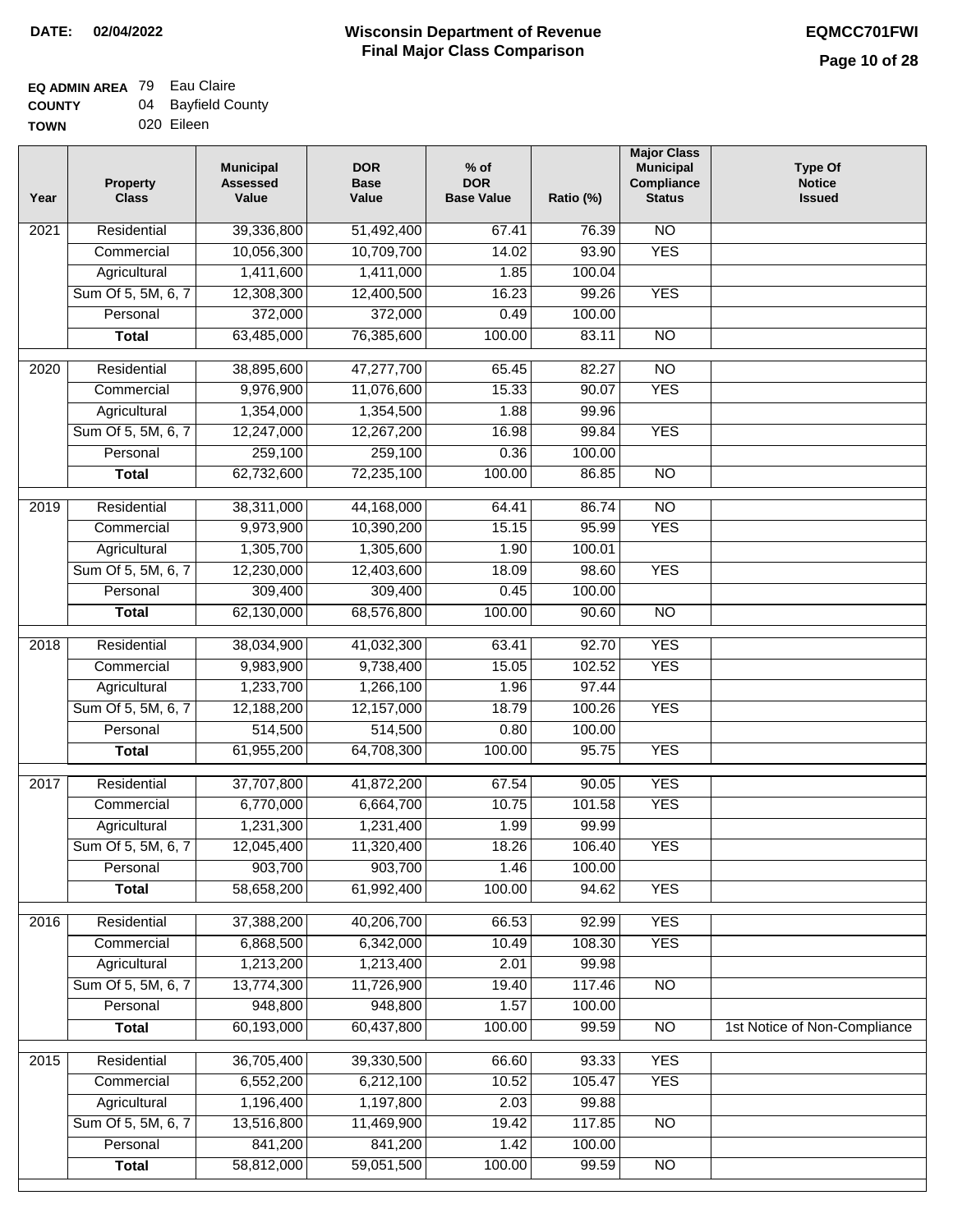**DATE: 02/04/2022**

# Wisconsin Department of Revenue
## Final Major Class Comparison

**EQMCC701FWI**

**EQ ADMIN AREA** 79 Eau Claire
**COUNTY** 04 Bayfield County
**TOWN** 020 Eileen

| Year | Property Class | Municipal Assessed Value | DOR Base Value | % of DOR Base Value | Ratio (%) | Major Class Municipal Compliance Status | Type Of Notice Issued |
|---|---|---|---|---|---|---|---|
| 2021 | Residential | 39,336,800 | 51,492,400 | 67.41 | 76.39 | NO | |
| | Commercial | 10,056,300 | 10,709,700 | 14.02 | 93.90 | YES | |
| | Agricultural | 1,411,600 | 1,411,000 | 1.85 | 100.04 | | |
| | Sum Of 5, 5M, 6, 7 | 12,308,300 | 12,400,500 | 16.23 | 99.26 | YES | |
| | Personal | 372,000 | 372,000 | 0.49 | 100.00 | | |
| | **Total** | 63,485,000 | 76,385,600 | 100.00 | 83.11 | NO | |
| 2020 | Residential | 38,895,600 | 47,277,700 | 65.45 | 82.27 | NO | |
| | Commercial | 9,976,900 | 11,076,600 | 15.33 | 90.07 | YES | |
| | Agricultural | 1,354,000 | 1,354,500 | 1.88 | 99.96 | | |
| | Sum Of 5, 5M, 6, 7 | 12,247,000 | 12,267,200 | 16.98 | 99.84 | YES | |
| | Personal | 259,100 | 259,100 | 0.36 | 100.00 | | |
| | **Total** | 62,732,600 | 72,235,100 | 100.00 | 86.85 | NO | |
| 2019 | Residential | 38,311,000 | 44,168,000 | 64.41 | 86.74 | NO | |
| | Commercial | 9,973,900 | 10,390,200 | 15.15 | 95.99 | YES | |
| | Agricultural | 1,305,700 | 1,305,600 | 1.90 | 100.01 | | |
| | Sum Of 5, 5M, 6, 7 | 12,230,000 | 12,403,600 | 18.09 | 98.60 | YES | |
| | Personal | 309,400 | 309,400 | 0.45 | 100.00 | | |
| | **Total** | 62,130,000 | 68,576,800 | 100.00 | 90.60 | NO | |
| 2018 | Residential | 38,034,900 | 41,032,300 | 63.41 | 92.70 | YES | |
| | Commercial | 9,983,900 | 9,738,400 | 15.05 | 102.52 | YES | |
| | Agricultural | 1,233,700 | 1,266,100 | 1.96 | 97.44 | | |
| | Sum Of 5, 5M, 6, 7 | 12,188,200 | 12,157,000 | 18.79 | 100.26 | YES | |
| | Personal | 514,500 | 514,500 | 0.80 | 100.00 | | |
| | **Total** | 61,955,200 | 64,708,300 | 100.00 | 95.75 | YES | |
| 2017 | Residential | 37,707,800 | 41,872,200 | 67.54 | 90.05 | YES | |
| | Commercial | 6,770,000 | 6,664,700 | 10.75 | 101.58 | YES | |
| | Agricultural | 1,231,300 | 1,231,400 | 1.99 | 99.99 | | |
| | Sum Of 5, 5M, 6, 7 | 12,045,400 | 11,320,400 | 18.26 | 106.40 | YES | |
| | Personal | 903,700 | 903,700 | 1.46 | 100.00 | | |
| | **Total** | 58,658,200 | 61,992,400 | 100.00 | 94.62 | YES | |
| 2016 | Residential | 37,388,200 | 40,206,700 | 66.53 | 92.99 | YES | |
| | Commercial | 6,868,500 | 6,342,000 | 10.49 | 108.30 | YES | |
| | Agricultural | 1,213,200 | 1,213,400 | 2.01 | 99.98 | | |
| | Sum Of 5, 5M, 6, 7 | 13,774,300 | 11,726,900 | 19.40 | 117.46 | NO | |
| | Personal | 948,800 | 948,800 | 1.57 | 100.00 | | |
| | **Total** | 60,193,000 | 60,437,800 | 100.00 | 99.59 | NO | 1st Notice of Non-Compliance |
| 2015 | Residential | 36,705,400 | 39,330,500 | 66.60 | 93.33 | YES | |
| | Commercial | 6,552,200 | 6,212,100 | 10.52 | 105.47 | YES | |
| | Agricultural | 1,196,400 | 1,197,800 | 2.03 | 99.88 | | |
| | Sum Of 5, 5M, 6, 7 | 13,516,800 | 11,469,900 | 19.42 | 117.85 | NO | |
| | Personal | 841,200 | 841,200 | 1.42 | 100.00 | | |
| | **Total** | 58,812,000 | 59,051,500 | 100.00 | 99.59 | NO | |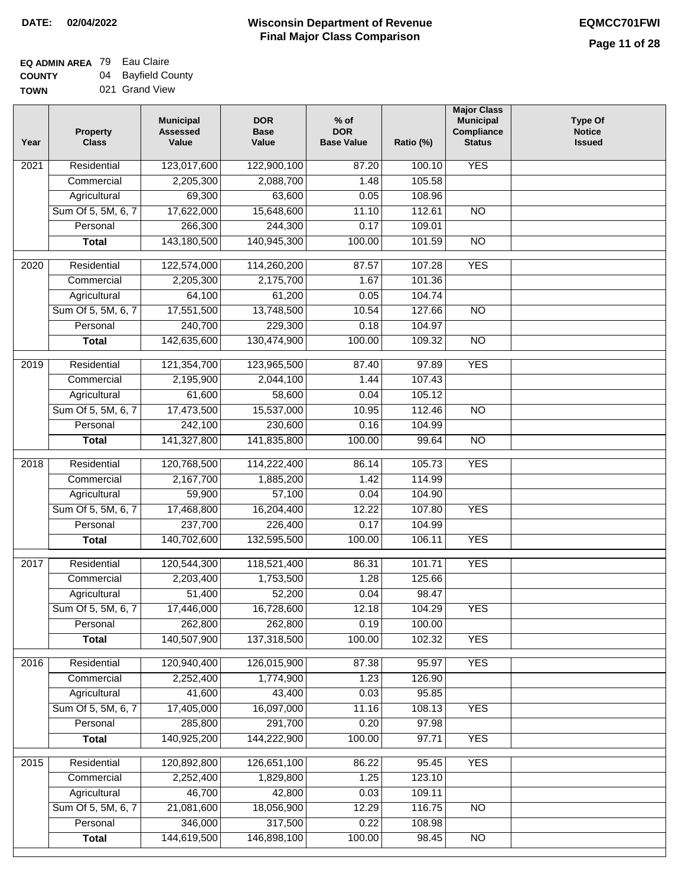**DATE:** 02/04/2022

# Wisconsin Department of Revenue
## Final Major Class Comparison

EQMCC701FWI

**EQ ADMIN AREA** 79 Eau Claire
**COUNTY** 04 Bayfield County
**TOWN** 021 Grand View

| Year | Property Class | Municipal Assessed Value | DOR Base Value | % of DOR Base Value | Ratio (%) | Major Class Municipal Compliance Status | Type Of Notice Issued |
|---|---|---|---|---|---|---|---|
| 2021 | Residential | 123,017,600 | 122,900,100 | 87.20 | 100.10 | YES | |
| | Commercial | 2,205,300 | 2,088,700 | 1.48 | 105.58 | | |
| | Agricultural | 69,300 | 63,600 | 0.05 | 108.96 | | |
| | Sum Of 5, 5M, 6, 7 | 17,622,000 | 15,648,600 | 11.10 | 112.61 | NO | |
| | Personal | 266,300 | 244,300 | 0.17 | 109.01 | | |
| | **Total** | 143,180,500 | 140,945,300 | 100.00 | 101.59 | NO | |
| 2020 | Residential | 122,574,000 | 114,260,200 | 87.57 | 107.28 | YES | |
| | Commercial | 2,205,300 | 2,175,700 | 1.67 | 101.36 | | |
| | Agricultural | 64,100 | 61,200 | 0.05 | 104.74 | | |
| | Sum Of 5, 5M, 6, 7 | 17,551,500 | 13,748,500 | 10.54 | 127.66 | NO | |
| | Personal | 240,700 | 229,300 | 0.18 | 104.97 | | |
| | **Total** | 142,635,600 | 130,474,900 | 100.00 | 109.32 | NO | |
| 2019 | Residential | 121,354,700 | 123,965,500 | 87.40 | 97.89 | YES | |
| | Commercial | 2,195,900 | 2,044,100 | 1.44 | 107.43 | | |
| | Agricultural | 61,600 | 58,600 | 0.04 | 105.12 | | |
| | Sum Of 5, 5M, 6, 7 | 17,473,500 | 15,537,000 | 10.95 | 112.46 | NO | |
| | Personal | 242,100 | 230,600 | 0.16 | 104.99 | | |
| | **Total** | 141,327,800 | 141,835,800 | 100.00 | 99.64 | NO | |
| 2018 | Residential | 120,768,500 | 114,222,400 | 86.14 | 105.73 | YES | |
| | Commercial | 2,167,700 | 1,885,200 | 1.42 | 114.99 | | |
| | Agricultural | 59,900 | 57,100 | 0.04 | 104.90 | | |
| | Sum Of 5, 5M, 6, 7 | 17,468,800 | 16,204,400 | 12.22 | 107.80 | YES | |
| | Personal | 237,700 | 226,400 | 0.17 | 104.99 | | |
| | **Total** | 140,702,600 | 132,595,500 | 100.00 | 106.11 | YES | |
| 2017 | Residential | 120,544,300 | 118,521,400 | 86.31 | 101.71 | YES | |
| | Commercial | 2,203,400 | 1,753,500 | 1.28 | 125.66 | | |
| | Agricultural | 51,400 | 52,200 | 0.04 | 98.47 | | |
| | Sum Of 5, 5M, 6, 7 | 17,446,000 | 16,728,600 | 12.18 | 104.29 | YES | |
| | Personal | 262,800 | 262,800 | 0.19 | 100.00 | | |
| | **Total** | 140,507,900 | 137,318,500 | 100.00 | 102.32 | YES | |
| 2016 | Residential | 120,940,400 | 126,015,900 | 87.38 | 95.97 | YES | |
| | Commercial | 2,252,400 | 1,774,900 | 1.23 | 126.90 | | |
| | Agricultural | 41,600 | 43,400 | 0.03 | 95.85 | | |
| | Sum Of 5, 5M, 6, 7 | 17,405,000 | 16,097,000 | 11.16 | 108.13 | YES | |
| | Personal | 285,800 | 291,700 | 0.20 | 97.98 | | |
| | **Total** | 140,925,200 | 144,222,900 | 100.00 | 97.71 | YES | |
| 2015 | Residential | 120,892,800 | 126,651,100 | 86.22 | 95.45 | YES | |
| | Commercial | 2,252,400 | 1,829,800 | 1.25 | 123.10 | | |
| | Agricultural | 46,700 | 42,800 | 0.03 | 109.11 | | |
| | Sum Of 5, 5M, 6, 7 | 21,081,600 | 18,056,900 | 12.29 | 116.75 | NO | |
| | Personal | 346,000 | 317,500 | 0.22 | 108.98 | | |
| | **Total** | 144,619,500 | 146,898,100 | 100.00 | 98.45 | NO | |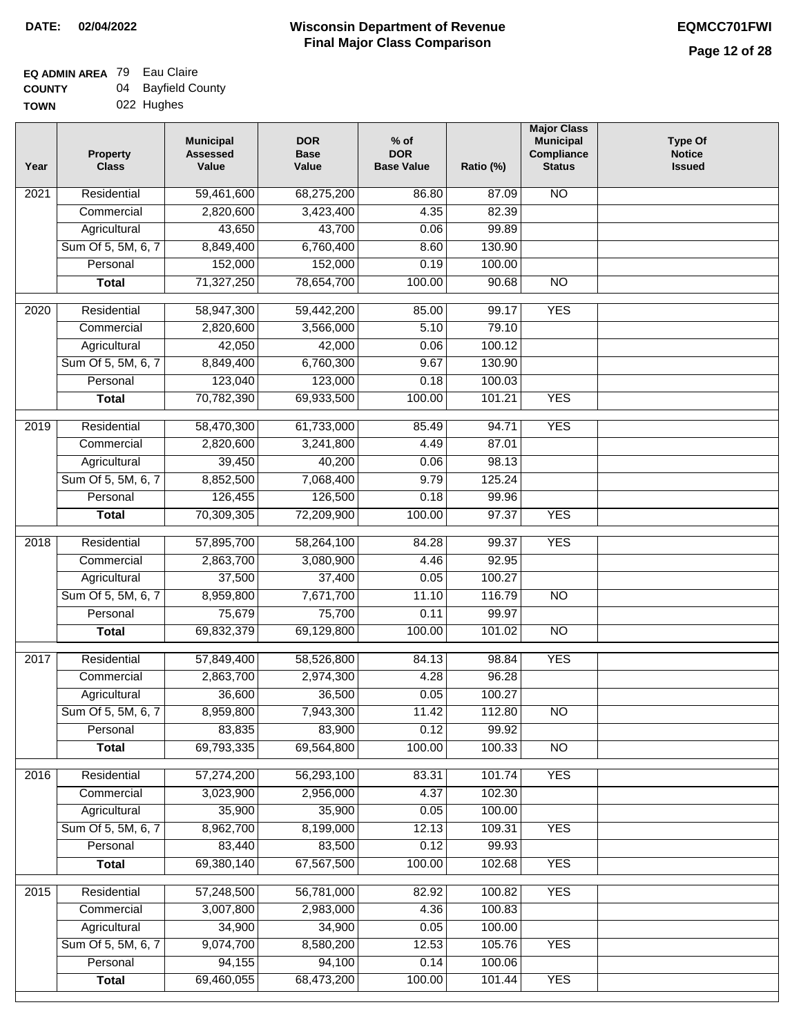**DATE:** 02/04/2022

# Wisconsin Department of Revenue
## Final Major Class Comparison

**EQMCC701FWI**

**EQ ADMIN AREA** 79 Eau Claire
**COUNTY** 04 Bayfield County
**TOWN** 022 Hughes

| Year | Property Class | Municipal Assessed Value | DOR Base Value | % of DOR Base Value | Ratio (%) | Major Class Municipal Compliance Status | Type Of Notice Issued |
|---|---|---|---|---|---|---|---|
| 2021 | Residential | 59,461,600 | 68,275,200 | 86.80 | 87.09 | NO | |
| | Commercial | 2,820,600 | 3,423,400 | 4.35 | 82.39 | | |
| | Agricultural | 43,650 | 43,700 | 0.06 | 99.89 | | |
| | Sum Of 5, 5M, 6, 7 | 8,849,400 | 6,760,400 | 8.60 | 130.90 | | |
| | Personal | 152,000 | 152,000 | 0.19 | 100.00 | | |
| | **Total** | 71,327,250 | 78,654,700 | 100.00 | 90.68 | NO | |
| 2020 | Residential | 58,947,300 | 59,442,200 | 85.00 | 99.17 | YES | |
| | Commercial | 2,820,600 | 3,566,000 | 5.10 | 79.10 | | |
| | Agricultural | 42,050 | 42,000 | 0.06 | 100.12 | | |
| | Sum Of 5, 5M, 6, 7 | 8,849,400 | 6,760,300 | 9.67 | 130.90 | | |
| | Personal | 123,040 | 123,000 | 0.18 | 100.03 | | |
| | **Total** | 70,782,390 | 69,933,500 | 100.00 | 101.21 | YES | |
| 2019 | Residential | 58,470,300 | 61,733,000 | 85.49 | 94.71 | YES | |
| | Commercial | 2,820,600 | 3,241,800 | 4.49 | 87.01 | | |
| | Agricultural | 39,450 | 40,200 | 0.06 | 98.13 | | |
| | Sum Of 5, 5M, 6, 7 | 8,852,500 | 7,068,400 | 9.79 | 125.24 | | |
| | Personal | 126,455 | 126,500 | 0.18 | 99.96 | | |
| | **Total** | 70,309,305 | 72,209,900 | 100.00 | 97.37 | YES | |
| 2018 | Residential | 57,895,700 | 58,264,100 | 84.28 | 99.37 | YES | |
| | Commercial | 2,863,700 | 3,080,900 | 4.46 | 92.95 | | |
| | Agricultural | 37,500 | 37,400 | 0.05 | 100.27 | | |
| | Sum Of 5, 5M, 6, 7 | 8,959,800 | 7,671,700 | 11.10 | 116.79 | NO | |
| | Personal | 75,679 | 75,700 | 0.11 | 99.97 | | |
| | **Total** | 69,832,379 | 69,129,800 | 100.00 | 101.02 | NO | |
| 2017 | Residential | 57,849,400 | 58,526,800 | 84.13 | 98.84 | YES | |
| | Commercial | 2,863,700 | 2,974,300 | 4.28 | 96.28 | | |
| | Agricultural | 36,600 | 36,500 | 0.05 | 100.27 | | |
| | Sum Of 5, 5M, 6, 7 | 8,959,800 | 7,943,300 | 11.42 | 112.80 | NO | |
| | Personal | 83,835 | 83,900 | 0.12 | 99.92 | | |
| | **Total** | 69,793,335 | 69,564,800 | 100.00 | 100.33 | NO | |
| 2016 | Residential | 57,274,200 | 56,293,100 | 83.31 | 101.74 | YES | |
| | Commercial | 3,023,900 | 2,956,000 | 4.37 | 102.30 | | |
| | Agricultural | 35,900 | 35,900 | 0.05 | 100.00 | | |
| | Sum Of 5, 5M, 6, 7 | 8,962,700 | 8,199,000 | 12.13 | 109.31 | YES | |
| | Personal | 83,440 | 83,500 | 0.12 | 99.93 | | |
| | **Total** | 69,380,140 | 67,567,500 | 100.00 | 102.68 | YES | |
| 2015 | Residential | 57,248,500 | 56,781,000 | 82.92 | 100.82 | YES | |
| | Commercial | 3,007,800 | 2,983,000 | 4.36 | 100.83 | | |
| | Agricultural | 34,900 | 34,900 | 0.05 | 100.00 | | |
| | Sum Of 5, 5M, 6, 7 | 9,074,700 | 8,580,200 | 12.53 | 105.76 | YES | |
| | Personal | 94,155 | 94,100 | 0.14 | 100.06 | | |
| | **Total** | 69,460,055 | 68,473,200 | 100.00 | 101.44 | YES | |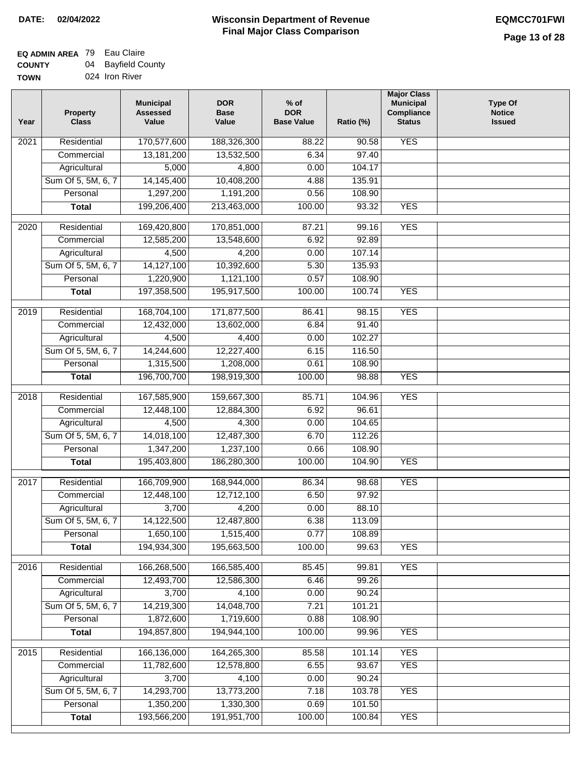**DATE:** 02/04/2022

# Wisconsin Department of Revenue
## Final Major Class Comparison

**EQMCC701FWI**

**EQ ADMIN AREA** 79 Eau Claire
**COUNTY** 04 Bayfield County
**TOWN** 024 Iron River

| Year | Property Class | Municipal Assessed Value | DOR Base Value | % of DOR Base Value | Ratio (%) | Major Class Municipal Compliance Status | Type Of Notice Issued |
|---|---|---|---|---|---|---|---|
| 2021 | Residential | 170,577,600 | 188,326,300 | 88.22 | 90.58 | YES | |
| | Commercial | 13,181,200 | 13,532,500 | 6.34 | 97.40 | | |
| | Agricultural | 5,000 | 4,800 | 0.00 | 104.17 | | |
| | Sum Of 5, 5M, 6, 7 | 14,145,400 | 10,408,200 | 4.88 | 135.91 | | |
| | Personal | 1,297,200 | 1,191,200 | 0.56 | 108.90 | | |
| | **Total** | 199,206,400 | 213,463,000 | 100.00 | 93.32 | YES | |
| 2020 | Residential | 169,420,800 | 170,851,000 | 87.21 | 99.16 | YES | |
| | Commercial | 12,585,200 | 13,548,600 | 6.92 | 92.89 | | |
| | Agricultural | 4,500 | 4,200 | 0.00 | 107.14 | | |
| | Sum Of 5, 5M, 6, 7 | 14,127,100 | 10,392,600 | 5.30 | 135.93 | | |
| | Personal | 1,220,900 | 1,121,100 | 0.57 | 108.90 | | |
| | **Total** | 197,358,500 | 195,917,500 | 100.00 | 100.74 | YES | |
| 2019 | Residential | 168,704,100 | 171,877,500 | 86.41 | 98.15 | YES | |
| | Commercial | 12,432,000 | 13,602,000 | 6.84 | 91.40 | | |
| | Agricultural | 4,500 | 4,400 | 0.00 | 102.27 | | |
| | Sum Of 5, 5M, 6, 7 | 14,244,600 | 12,227,400 | 6.15 | 116.50 | | |
| | Personal | 1,315,500 | 1,208,000 | 0.61 | 108.90 | | |
| | **Total** | 196,700,700 | 198,919,300 | 100.00 | 98.88 | YES | |
| 2018 | Residential | 167,585,900 | 159,667,300 | 85.71 | 104.96 | YES | |
| | Commercial | 12,448,100 | 12,884,300 | 6.92 | 96.61 | | |
| | Agricultural | 4,500 | 4,300 | 0.00 | 104.65 | | |
| | Sum Of 5, 5M, 6, 7 | 14,018,100 | 12,487,300 | 6.70 | 112.26 | | |
| | Personal | 1,347,200 | 1,237,100 | 0.66 | 108.90 | | |
| | **Total** | 195,403,800 | 186,280,300 | 100.00 | 104.90 | YES | |
| 2017 | Residential | 166,709,900 | 168,944,000 | 86.34 | 98.68 | YES | |
| | Commercial | 12,448,100 | 12,712,100 | 6.50 | 97.92 | | |
| | Agricultural | 3,700 | 4,200 | 0.00 | 88.10 | | |
| | Sum Of 5, 5M, 6, 7 | 14,122,500 | 12,487,800 | 6.38 | 113.09 | | |
| | Personal | 1,650,100 | 1,515,400 | 0.77 | 108.89 | | |
| | **Total** | 194,934,300 | 195,663,500 | 100.00 | 99.63 | YES | |
| 2016 | Residential | 166,268,500 | 166,585,400 | 85.45 | 99.81 | YES | |
| | Commercial | 12,493,700 | 12,586,300 | 6.46 | 99.26 | | |
| | Agricultural | 3,700 | 4,100 | 0.00 | 90.24 | | |
| | Sum Of 5, 5M, 6, 7 | 14,219,300 | 14,048,700 | 7.21 | 101.21 | | |
| | Personal | 1,872,600 | 1,719,600 | 0.88 | 108.90 | | |
| | **Total** | 194,857,800 | 194,944,100 | 100.00 | 99.96 | YES | |
| 2015 | Residential | 166,136,000 | 164,265,300 | 85.58 | 101.14 | YES | |
| | Commercial | 11,782,600 | 12,578,800 | 6.55 | 93.67 | YES | |
| | Agricultural | 3,700 | 4,100 | 0.00 | 90.24 | | |
| | Sum Of 5, 5M, 6, 7 | 14,293,700 | 13,773,200 | 7.18 | 103.78 | YES | |
| | Personal | 1,350,200 | 1,330,300 | 0.69 | 101.50 | | |
| | **Total** | 193,566,200 | 191,951,700 | 100.00 | 100.84 | YES | |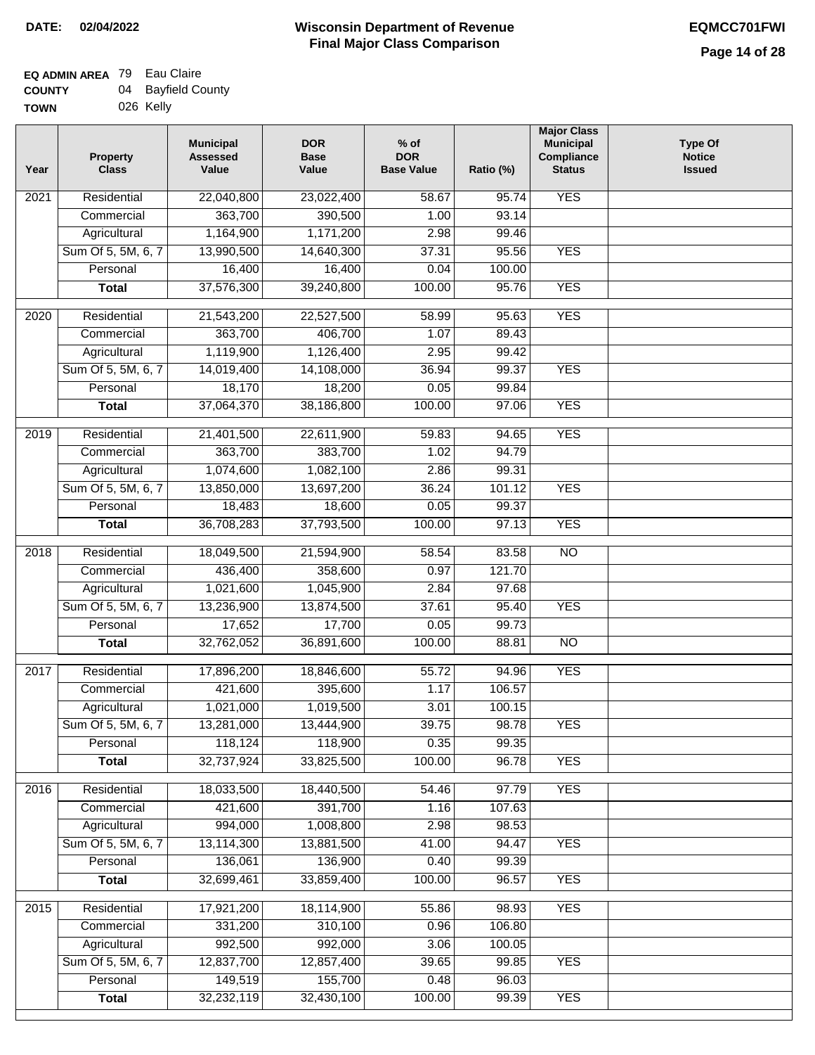**DATE:** 02/04/2022

# Wisconsin Department of Revenue
## Final Major Class Comparison

**EQMCC701FWI**

**EQ ADMIN AREA** 79 Eau Claire
**COUNTY** 04 Bayfield County
**TOWN** 026 Kelly

| Year | Property Class | Municipal Assessed Value | DOR Base Value | % of DOR Base Value | Ratio (%) | Major Class Municipal Compliance Status | Type Of Notice Issued |
|---|---|---|---|---|---|---|---|
| 2021 | Residential | 22,040,800 | 23,022,400 | 58.67 | 95.74 | YES | |
| | Commercial | 363,700 | 390,500 | 1.00 | 93.14 | | |
| | Agricultural | 1,164,900 | 1,171,200 | 2.98 | 99.46 | | |
| | Sum Of 5, 5M, 6, 7 | 13,990,500 | 14,640,300 | 37.31 | 95.56 | YES | |
| | Personal | 16,400 | 16,400 | 0.04 | 100.00 | | |
| | **Total** | 37,576,300 | 39,240,800 | 100.00 | 95.76 | YES | |
| 2020 | Residential | 21,543,200 | 22,527,500 | 58.99 | 95.63 | YES | |
| | Commercial | 363,700 | 406,700 | 1.07 | 89.43 | | |
| | Agricultural | 1,119,900 | 1,126,400 | 2.95 | 99.42 | | |
| | Sum Of 5, 5M, 6, 7 | 14,019,400 | 14,108,000 | 36.94 | 99.37 | YES | |
| | Personal | 18,170 | 18,200 | 0.05 | 99.84 | | |
| | **Total** | 37,064,370 | 38,186,800 | 100.00 | 97.06 | YES | |
| 2019 | Residential | 21,401,500 | 22,611,900 | 59.83 | 94.65 | YES | |
| | Commercial | 363,700 | 383,700 | 1.02 | 94.79 | | |
| | Agricultural | 1,074,600 | 1,082,100 | 2.86 | 99.31 | | |
| | Sum Of 5, 5M, 6, 7 | 13,850,000 | 13,697,200 | 36.24 | 101.12 | YES | |
| | Personal | 18,483 | 18,600 | 0.05 | 99.37 | | |
| | **Total** | 36,708,283 | 37,793,500 | 100.00 | 97.13 | YES | |
| 2018 | Residential | 18,049,500 | 21,594,900 | 58.54 | 83.58 | NO | |
| | Commercial | 436,400 | 358,600 | 0.97 | 121.70 | | |
| | Agricultural | 1,021,600 | 1,045,900 | 2.84 | 97.68 | | |
| | Sum Of 5, 5M, 6, 7 | 13,236,900 | 13,874,500 | 37.61 | 95.40 | YES | |
| | Personal | 17,652 | 17,700 | 0.05 | 99.73 | | |
| | **Total** | 32,762,052 | 36,891,600 | 100.00 | 88.81 | NO | |
| 2017 | Residential | 17,896,200 | 18,846,600 | 55.72 | 94.96 | YES | |
| | Commercial | 421,600 | 395,600 | 1.17 | 106.57 | | |
| | Agricultural | 1,021,000 | 1,019,500 | 3.01 | 100.15 | | |
| | Sum Of 5, 5M, 6, 7 | 13,281,000 | 13,444,900 | 39.75 | 98.78 | YES | |
| | Personal | 118,124 | 118,900 | 0.35 | 99.35 | | |
| | **Total** | 32,737,924 | 33,825,500 | 100.00 | 96.78 | YES | |
| 2016 | Residential | 18,033,500 | 18,440,500 | 54.46 | 97.79 | YES | |
| | Commercial | 421,600 | 391,700 | 1.16 | 107.63 | | |
| | Agricultural | 994,000 | 1,008,800 | 2.98 | 98.53 | | |
| | Sum Of 5, 5M, 6, 7 | 13,114,300 | 13,881,500 | 41.00 | 94.47 | YES | |
| | Personal | 136,061 | 136,900 | 0.40 | 99.39 | | |
| | **Total** | 32,699,461 | 33,859,400 | 100.00 | 96.57 | YES | |
| 2015 | Residential | 17,921,200 | 18,114,900 | 55.86 | 98.93 | YES | |
| | Commercial | 331,200 | 310,100 | 0.96 | 106.80 | | |
| | Agricultural | 992,500 | 992,000 | 3.06 | 100.05 | | |
| | Sum Of 5, 5M, 6, 7 | 12,837,700 | 12,857,400 | 39.65 | 99.85 | YES | |
| | Personal | 149,519 | 155,700 | 0.48 | 96.03 | | |
| | **Total** | 32,232,119 | 32,430,100 | 100.00 | 99.39 | YES | |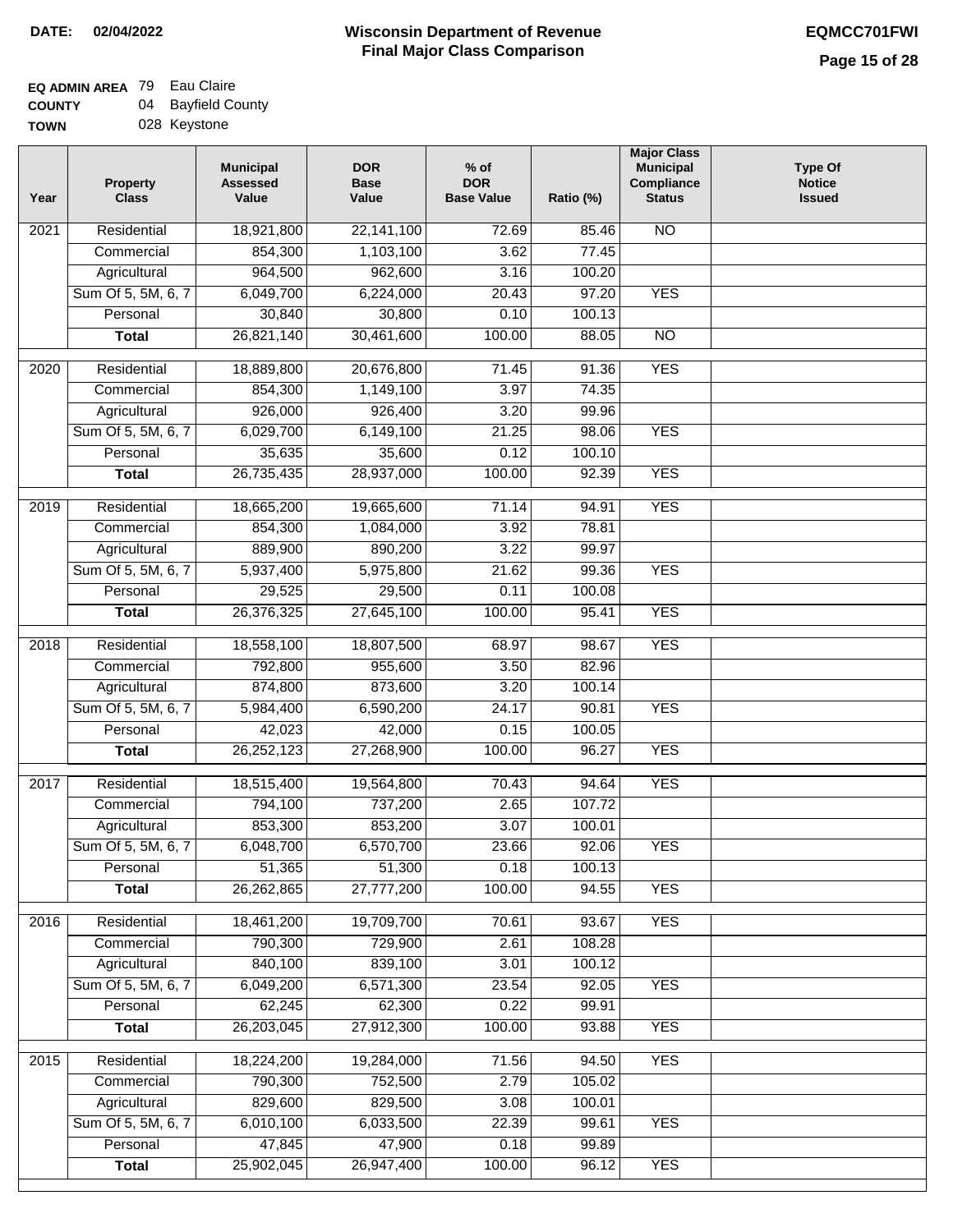**DATE: 02/04/2022**

# Wisconsin Department of Revenue
## Final Major Class Comparison

**EQMCC701FWI**

**EQ ADMIN AREA** 79 Eau Claire
**COUNTY** 04 Bayfield County
**TOWN** 028 Keystone

| Year | Property Class | Municipal Assessed Value | DOR Base Value | % of DOR Base Value | Ratio (%) | Major Class Municipal Compliance Status | Type Of Notice Issued |
|---|---|---|---|---|---|---|---|
| 2021 | Residential | 18,921,800 | 22,141,100 | 72.69 | 85.46 | NO | |
| | Commercial | 854,300 | 1,103,100 | 3.62 | 77.45 | | |
| | Agricultural | 964,500 | 962,600 | 3.16 | 100.20 | | |
| | Sum Of 5, 5M, 6, 7 | 6,049,700 | 6,224,000 | 20.43 | 97.20 | YES | |
| | Personal | 30,840 | 30,800 | 0.10 | 100.13 | | |
| | **Total** | 26,821,140 | 30,461,600 | 100.00 | 88.05 | NO | |
| 2020 | Residential | 18,889,800 | 20,676,800 | 71.45 | 91.36 | YES | |
| | Commercial | 854,300 | 1,149,100 | 3.97 | 74.35 | | |
| | Agricultural | 926,000 | 926,400 | 3.20 | 99.96 | | |
| | Sum Of 5, 5M, 6, 7 | 6,029,700 | 6,149,100 | 21.25 | 98.06 | YES | |
| | Personal | 35,635 | 35,600 | 0.12 | 100.10 | | |
| | **Total** | 26,735,435 | 28,937,000 | 100.00 | 92.39 | YES | |
| 2019 | Residential | 18,665,200 | 19,665,600 | 71.14 | 94.91 | YES | |
| | Commercial | 854,300 | 1,084,000 | 3.92 | 78.81 | | |
| | Agricultural | 889,900 | 890,200 | 3.22 | 99.97 | | |
| | Sum Of 5, 5M, 6, 7 | 5,937,400 | 5,975,800 | 21.62 | 99.36 | YES | |
| | Personal | 29,525 | 29,500 | 0.11 | 100.08 | | |
| | **Total** | 26,376,325 | 27,645,100 | 100.00 | 95.41 | YES | |
| 2018 | Residential | 18,558,100 | 18,807,500 | 68.97 | 98.67 | YES | |
| | Commercial | 792,800 | 955,600 | 3.50 | 82.96 | | |
| | Agricultural | 874,800 | 873,600 | 3.20 | 100.14 | | |
| | Sum Of 5, 5M, 6, 7 | 5,984,400 | 6,590,200 | 24.17 | 90.81 | YES | |
| | Personal | 42,023 | 42,000 | 0.15 | 100.05 | | |
| | **Total** | 26,252,123 | 27,268,900 | 100.00 | 96.27 | YES | |
| 2017 | Residential | 18,515,400 | 19,564,800 | 70.43 | 94.64 | YES | |
| | Commercial | 794,100 | 737,200 | 2.65 | 107.72 | | |
| | Agricultural | 853,300 | 853,200 | 3.07 | 100.01 | | |
| | Sum Of 5, 5M, 6, 7 | 6,048,700 | 6,570,700 | 23.66 | 92.06 | YES | |
| | Personal | 51,365 | 51,300 | 0.18 | 100.13 | | |
| | **Total** | 26,262,865 | 27,777,200 | 100.00 | 94.55 | YES | |
| 2016 | Residential | 18,461,200 | 19,709,700 | 70.61 | 93.67 | YES | |
| | Commercial | 790,300 | 729,900 | 2.61 | 108.28 | | |
| | Agricultural | 840,100 | 839,100 | 3.01 | 100.12 | | |
| | Sum Of 5, 5M, 6, 7 | 6,049,200 | 6,571,300 | 23.54 | 92.05 | YES | |
| | Personal | 62,245 | 62,300 | 0.22 | 99.91 | | |
| | **Total** | 26,203,045 | 27,912,300 | 100.00 | 93.88 | YES | |
| 2015 | Residential | 18,224,200 | 19,284,000 | 71.56 | 94.50 | YES | |
| | Commercial | 790,300 | 752,500 | 2.79 | 105.02 | | |
| | Agricultural | 829,600 | 829,500 | 3.08 | 100.01 | | |
| | Sum Of 5, 5M, 6, 7 | 6,010,100 | 6,033,500 | 22.39 | 99.61 | YES | |
| | Personal | 47,845 | 47,900 | 0.18 | 99.89 | | |
| | **Total** | 25,902,045 | 26,947,400 | 100.00 | 96.12 | YES | |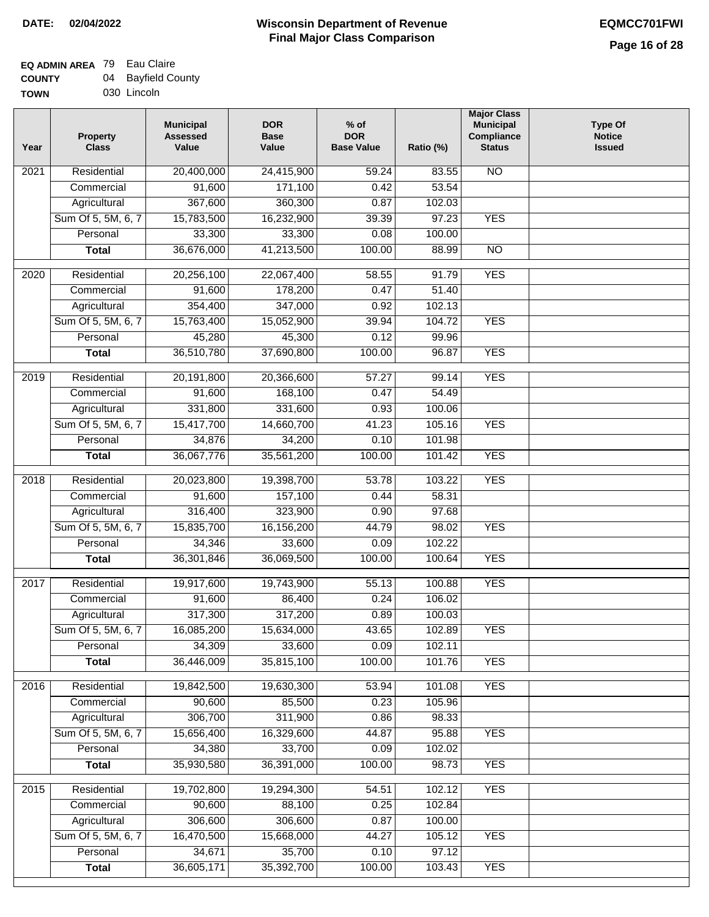**DATE:** 02/04/2022

# Wisconsin Department of Revenue
## Final Major Class Comparison

**EQMCC701FWI**

**EQ ADMIN AREA** 79 Eau Claire
**COUNTY** 04 Bayfield County
**TOWN** 030 Lincoln

| Year | Property Class | Municipal Assessed Value | DOR Base Value | % of DOR Base Value | Ratio (%) | Major Class Municipal Compliance Status | Type Of Notice Issued |
|---|---|---|---|---|---|---|---|
| 2021 | Residential | 20,400,000 | 24,415,900 | 59.24 | 83.55 | NO | |
| | Commercial | 91,600 | 171,100 | 0.42 | 53.54 | | |
| | Agricultural | 367,600 | 360,300 | 0.87 | 102.03 | | |
| | Sum Of 5, 5M, 6, 7 | 15,783,500 | 16,232,900 | 39.39 | 97.23 | YES | |
| | Personal | 33,300 | 33,300 | 0.08 | 100.00 | | |
| | **Total** | 36,676,000 | 41,213,500 | 100.00 | 88.99 | NO | |
| 2020 | Residential | 20,256,100 | 22,067,400 | 58.55 | 91.79 | YES | |
| | Commercial | 91,600 | 178,200 | 0.47 | 51.40 | | |
| | Agricultural | 354,400 | 347,000 | 0.92 | 102.13 | | |
| | Sum Of 5, 5M, 6, 7 | 15,763,400 | 15,052,900 | 39.94 | 104.72 | YES | |
| | Personal | 45,280 | 45,300 | 0.12 | 99.96 | | |
| | **Total** | 36,510,780 | 37,690,800 | 100.00 | 96.87 | YES | |
| 2019 | Residential | 20,191,800 | 20,366,600 | 57.27 | 99.14 | YES | |
| | Commercial | 91,600 | 168,100 | 0.47 | 54.49 | | |
| | Agricultural | 331,800 | 331,600 | 0.93 | 100.06 | | |
| | Sum Of 5, 5M, 6, 7 | 15,417,700 | 14,660,700 | 41.23 | 105.16 | YES | |
| | Personal | 34,876 | 34,200 | 0.10 | 101.98 | | |
| | **Total** | 36,067,776 | 35,561,200 | 100.00 | 101.42 | YES | |
| 2018 | Residential | 20,023,800 | 19,398,700 | 53.78 | 103.22 | YES | |
| | Commercial | 91,600 | 157,100 | 0.44 | 58.31 | | |
| | Agricultural | 316,400 | 323,900 | 0.90 | 97.68 | | |
| | Sum Of 5, 5M, 6, 7 | 15,835,700 | 16,156,200 | 44.79 | 98.02 | YES | |
| | Personal | 34,346 | 33,600 | 0.09 | 102.22 | | |
| | **Total** | 36,301,846 | 36,069,500 | 100.00 | 100.64 | YES | |
| 2017 | Residential | 19,917,600 | 19,743,900 | 55.13 | 100.88 | YES | |
| | Commercial | 91,600 | 86,400 | 0.24 | 106.02 | | |
| | Agricultural | 317,300 | 317,200 | 0.89 | 100.03 | | |
| | Sum Of 5, 5M, 6, 7 | 16,085,200 | 15,634,000 | 43.65 | 102.89 | YES | |
| | Personal | 34,309 | 33,600 | 0.09 | 102.11 | | |
| | **Total** | 36,446,009 | 35,815,100 | 100.00 | 101.76 | YES | |
| 2016 | Residential | 19,842,500 | 19,630,300 | 53.94 | 101.08 | YES | |
| | Commercial | 90,600 | 85,500 | 0.23 | 105.96 | | |
| | Agricultural | 306,700 | 311,900 | 0.86 | 98.33 | | |
| | Sum Of 5, 5M, 6, 7 | 15,656,400 | 16,329,600 | 44.87 | 95.88 | YES | |
| | Personal | 34,380 | 33,700 | 0.09 | 102.02 | | |
| | **Total** | 35,930,580 | 36,391,000 | 100.00 | 98.73 | YES | |
| 2015 | Residential | 19,702,800 | 19,294,300 | 54.51 | 102.12 | YES | |
| | Commercial | 90,600 | 88,100 | 0.25 | 102.84 | | |
| | Agricultural | 306,600 | 306,600 | 0.87 | 100.00 | | |
| | Sum Of 5, 5M, 6, 7 | 16,470,500 | 15,668,000 | 44.27 | 105.12 | YES | |
| | Personal | 34,671 | 35,700 | 0.10 | 97.12 | | |
| | **Total** | 36,605,171 | 35,392,700 | 100.00 | 103.43 | YES | |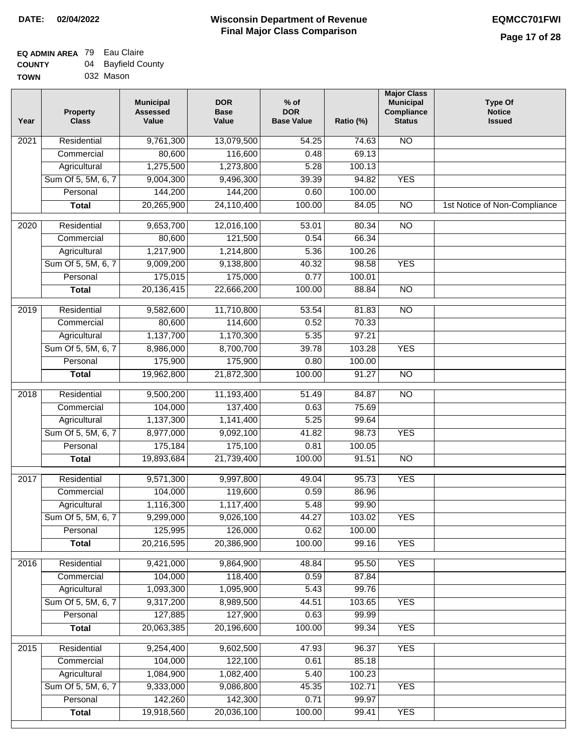**DATE: 02/04/2022**

# Wisconsin Department of Revenue
## Final Major Class Comparison

**EQMCC701FWI**

**EQ ADMIN AREA** 79 Eau Claire
**COUNTY** 04 Bayfield County
**TOWN** 032 Mason

| Year | Property Class | Municipal Assessed Value | DOR Base Value | % of DOR Base Value | Ratio (%) | Major Class Municipal Compliance Status | Type Of Notice Issued |
|---|---|---|---|---|---|---|---|
| 2021 | Residential | 9,761,300 | 13,079,500 | 54.25 | 74.63 | NO | |
| | Commercial | 80,600 | 116,600 | 0.48 | 69.13 | | |
| | Agricultural | 1,275,500 | 1,273,800 | 5.28 | 100.13 | | |
| | Sum Of 5, 5M, 6, 7 | 9,004,300 | 9,496,300 | 39.39 | 94.82 | YES | |
| | Personal | 144,200 | 144,200 | 0.60 | 100.00 | | |
| | **Total** | 20,265,900 | 24,110,400 | 100.00 | 84.05 | NO | 1st Notice of Non-Compliance |
| 2020 | Residential | 9,653,700 | 12,016,100 | 53.01 | 80.34 | NO | |
| | Commercial | 80,600 | 121,500 | 0.54 | 66.34 | | |
| | Agricultural | 1,217,900 | 1,214,800 | 5.36 | 100.26 | | |
| | Sum Of 5, 5M, 6, 7 | 9,009,200 | 9,138,800 | 40.32 | 98.58 | YES | |
| | Personal | 175,015 | 175,000 | 0.77 | 100.01 | | |
| | **Total** | 20,136,415 | 22,666,200 | 100.00 | 88.84 | NO | |
| 2019 | Residential | 9,582,600 | 11,710,800 | 53.54 | 81.83 | NO | |
| | Commercial | 80,600 | 114,600 | 0.52 | 70.33 | | |
| | Agricultural | 1,137,700 | 1,170,300 | 5.35 | 97.21 | | |
| | Sum Of 5, 5M, 6, 7 | 8,986,000 | 8,700,700 | 39.78 | 103.28 | YES | |
| | Personal | 175,900 | 175,900 | 0.80 | 100.00 | | |
| | **Total** | 19,962,800 | 21,872,300 | 100.00 | 91.27 | NO | |
| 2018 | Residential | 9,500,200 | 11,193,400 | 51.49 | 84.87 | NO | |
| | Commercial | 104,000 | 137,400 | 0.63 | 75.69 | | |
| | Agricultural | 1,137,300 | 1,141,400 | 5.25 | 99.64 | | |
| | Sum Of 5, 5M, 6, 7 | 8,977,000 | 9,092,100 | 41.82 | 98.73 | YES | |
| | Personal | 175,184 | 175,100 | 0.81 | 100.05 | | |
| | **Total** | 19,893,684 | 21,739,400 | 100.00 | 91.51 | NO | |
| 2017 | Residential | 9,571,300 | 9,997,800 | 49.04 | 95.73 | YES | |
| | Commercial | 104,000 | 119,600 | 0.59 | 86.96 | | |
| | Agricultural | 1,116,300 | 1,117,400 | 5.48 | 99.90 | | |
| | Sum Of 5, 5M, 6, 7 | 9,299,000 | 9,026,100 | 44.27 | 103.02 | YES | |
| | Personal | 125,995 | 126,000 | 0.62 | 100.00 | | |
| | **Total** | 20,216,595 | 20,386,900 | 100.00 | 99.16 | YES | |
| 2016 | Residential | 9,421,000 | 9,864,900 | 48.84 | 95.50 | YES | |
| | Commercial | 104,000 | 118,400 | 0.59 | 87.84 | | |
| | Agricultural | 1,093,300 | 1,095,900 | 5.43 | 99.76 | | |
| | Sum Of 5, 5M, 6, 7 | 9,317,200 | 8,989,500 | 44.51 | 103.65 | YES | |
| | Personal | 127,885 | 127,900 | 0.63 | 99.99 | | |
| | **Total** | 20,063,385 | 20,196,600 | 100.00 | 99.34 | YES | |
| 2015 | Residential | 9,254,400 | 9,602,500 | 47.93 | 96.37 | YES | |
| | Commercial | 104,000 | 122,100 | 0.61 | 85.18 | | |
| | Agricultural | 1,084,900 | 1,082,400 | 5.40 | 100.23 | | |
| | Sum Of 5, 5M, 6, 7 | 9,333,000 | 9,086,800 | 45.35 | 102.71 | YES | |
| | Personal | 142,260 | 142,300 | 0.71 | 99.97 | | |
| | **Total** | 19,918,560 | 20,036,100 | 100.00 | 99.41 | YES | |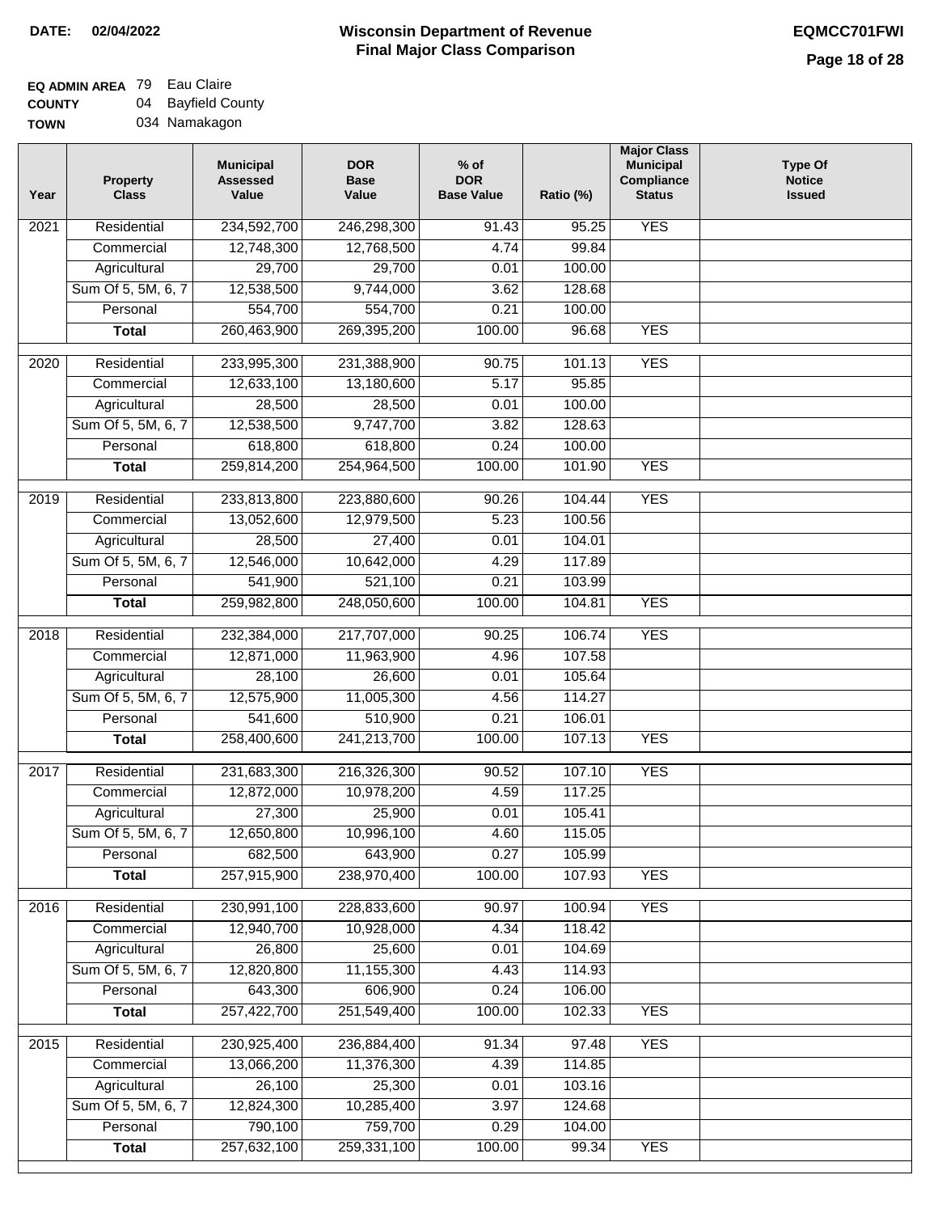**DATE: 02/04/2022**

# Wisconsin Department of Revenue
## Final Major Class Comparison

**EQMCC701FWI**

**EQ ADMIN AREA** 79 Eau Claire
**COUNTY** 04 Bayfield County
**TOWN** 034 Namakagon

| Year | Property Class | Municipal Assessed Value | DOR Base Value | % of DOR Base Value | Ratio (%) | Major Class Municipal Compliance Status | Type Of Notice Issued |
|---|---|---|---|---|---|---|---|
| 2021 | Residential | 234,592,700 | 246,298,300 | 91.43 | 95.25 | YES | |
| | Commercial | 12,748,300 | 12,768,500 | 4.74 | 99.84 | | |
| | Agricultural | 29,700 | 29,700 | 0.01 | 100.00 | | |
| | Sum Of 5, 5M, 6, 7 | 12,538,500 | 9,744,000 | 3.62 | 128.68 | | |
| | Personal | 554,700 | 554,700 | 0.21 | 100.00 | | |
| | **Total** | 260,463,900 | 269,395,200 | 100.00 | 96.68 | YES | |
| 2020 | Residential | 233,995,300 | 231,388,900 | 90.75 | 101.13 | YES | |
| | Commercial | 12,633,100 | 13,180,600 | 5.17 | 95.85 | | |
| | Agricultural | 28,500 | 28,500 | 0.01 | 100.00 | | |
| | Sum Of 5, 5M, 6, 7 | 12,538,500 | 9,747,700 | 3.82 | 128.63 | | |
| | Personal | 618,800 | 618,800 | 0.24 | 100.00 | | |
| | **Total** | 259,814,200 | 254,964,500 | 100.00 | 101.90 | YES | |
| 2019 | Residential | 233,813,800 | 223,880,600 | 90.26 | 104.44 | YES | |
| | Commercial | 13,052,600 | 12,979,500 | 5.23 | 100.56 | | |
| | Agricultural | 28,500 | 27,400 | 0.01 | 104.01 | | |
| | Sum Of 5, 5M, 6, 7 | 12,546,000 | 10,642,000 | 4.29 | 117.89 | | |
| | Personal | 541,900 | 521,100 | 0.21 | 103.99 | | |
| | **Total** | 259,982,800 | 248,050,600 | 100.00 | 104.81 | YES | |
| 2018 | Residential | 232,384,000 | 217,707,000 | 90.25 | 106.74 | YES | |
| | Commercial | 12,871,000 | 11,963,900 | 4.96 | 107.58 | | |
| | Agricultural | 28,100 | 26,600 | 0.01 | 105.64 | | |
| | Sum Of 5, 5M, 6, 7 | 12,575,900 | 11,005,300 | 4.56 | 114.27 | | |
| | Personal | 541,600 | 510,900 | 0.21 | 106.01 | | |
| | **Total** | 258,400,600 | 241,213,700 | 100.00 | 107.13 | YES | |
| 2017 | Residential | 231,683,300 | 216,326,300 | 90.52 | 107.10 | YES | |
| | Commercial | 12,872,000 | 10,978,200 | 4.59 | 117.25 | | |
| | Agricultural | 27,300 | 25,900 | 0.01 | 105.41 | | |
| | Sum Of 5, 5M, 6, 7 | 12,650,800 | 10,996,100 | 4.60 | 115.05 | | |
| | Personal | 682,500 | 643,900 | 0.27 | 105.99 | | |
| | **Total** | 257,915,900 | 238,970,400 | 100.00 | 107.93 | YES | |
| 2016 | Residential | 230,991,100 | 228,833,600 | 90.97 | 100.94 | YES | |
| | Commercial | 12,940,700 | 10,928,000 | 4.34 | 118.42 | | |
| | Agricultural | 26,800 | 25,600 | 0.01 | 104.69 | | |
| | Sum Of 5, 5M, 6, 7 | 12,820,800 | 11,155,300 | 4.43 | 114.93 | | |
| | Personal | 643,300 | 606,900 | 0.24 | 106.00 | | |
| | **Total** | 257,422,700 | 251,549,400 | 100.00 | 102.33 | YES | |
| 2015 | Residential | 230,925,400 | 236,884,400 | 91.34 | 97.48 | YES | |
| | Commercial | 13,066,200 | 11,376,300 | 4.39 | 114.85 | | |
| | Agricultural | 26,100 | 25,300 | 0.01 | 103.16 | | |
| | Sum Of 5, 5M, 6, 7 | 12,824,300 | 10,285,400 | 3.97 | 124.68 | | |
| | Personal | 790,100 | 759,700 | 0.29 | 104.00 | | |
| | **Total** | 257,632,100 | 259,331,100 | 100.00 | 99.34 | YES | |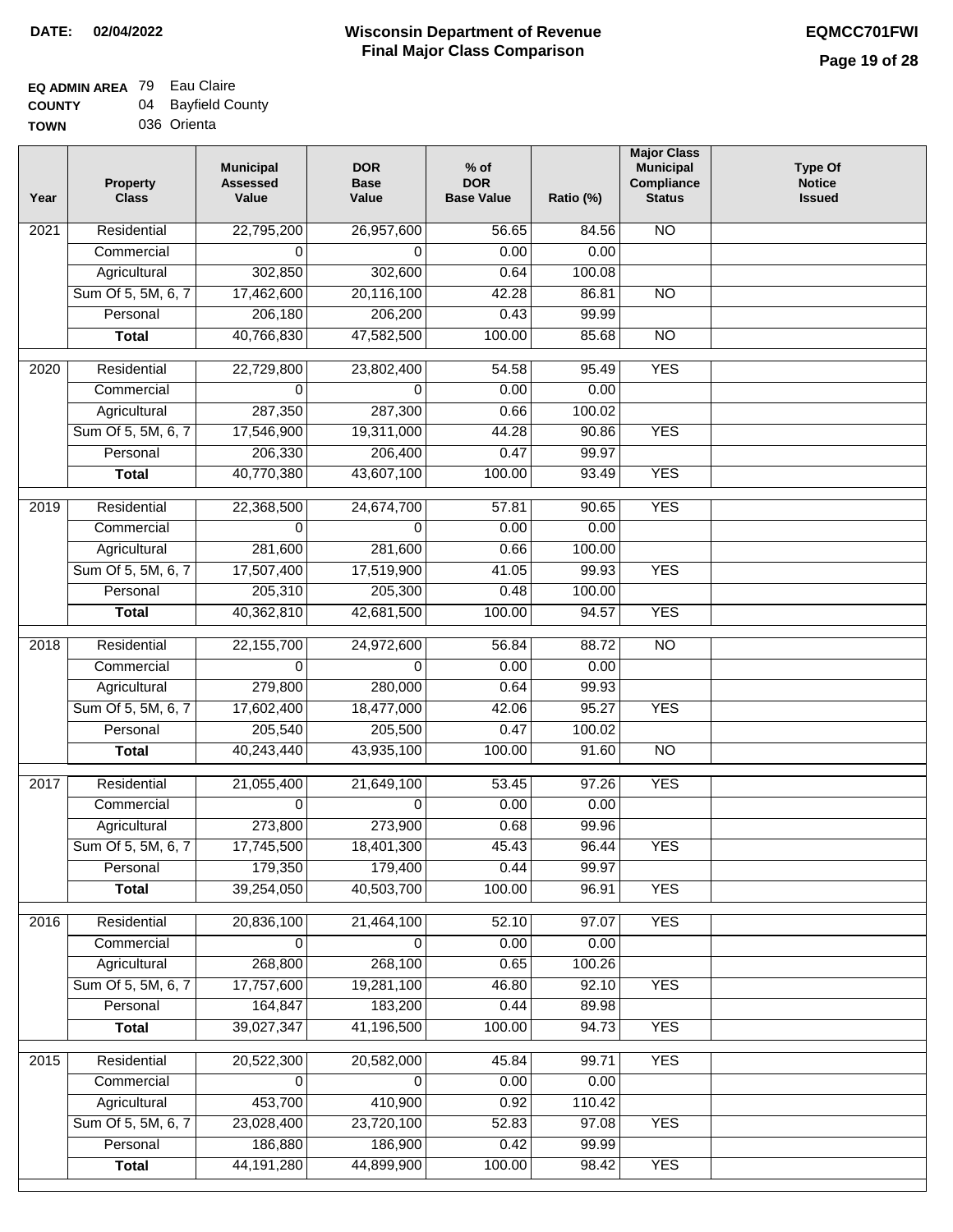**DATE: 02/04/2022**

# Wisconsin Department of Revenue
## Final Major Class Comparison

**EQMCC701FWI**

**EQ ADMIN AREA** 79 Eau Claire
**COUNTY** 04 Bayfield County
**TOWN** 036 Orienta

| Year | Property Class | Municipal Assessed Value | DOR Base Value | % of DOR Base Value | Ratio (%) | Major Class Municipal Compliance Status | Type Of Notice Issued |
|---|---|---|---|---|---|---|---|
| 2021 | Residential | 22,795,200 | 26,957,600 | 56.65 | 84.56 | NO | |
| | Commercial | 0 | 0 | 0.00 | 0.00 | | |
| | Agricultural | 302,850 | 302,600 | 0.64 | 100.08 | | |
| | Sum Of 5, 5M, 6, 7 | 17,462,600 | 20,116,100 | 42.28 | 86.81 | NO | |
| | Personal | 206,180 | 206,200 | 0.43 | 99.99 | | |
| | **Total** | 40,766,830 | 47,582,500 | 100.00 | 85.68 | NO | |
| 2020 | Residential | 22,729,800 | 23,802,400 | 54.58 | 95.49 | YES | |
| | Commercial | 0 | 0 | 0.00 | 0.00 | | |
| | Agricultural | 287,350 | 287,300 | 0.66 | 100.02 | | |
| | Sum Of 5, 5M, 6, 7 | 17,546,900 | 19,311,000 | 44.28 | 90.86 | YES | |
| | Personal | 206,330 | 206,400 | 0.47 | 99.97 | | |
| | **Total** | 40,770,380 | 43,607,100 | 100.00 | 93.49 | YES | |
| 2019 | Residential | 22,368,500 | 24,674,700 | 57.81 | 90.65 | YES | |
| | Commercial | 0 | 0 | 0.00 | 0.00 | | |
| | Agricultural | 281,600 | 281,600 | 0.66 | 100.00 | | |
| | Sum Of 5, 5M, 6, 7 | 17,507,400 | 17,519,900 | 41.05 | 99.93 | YES | |
| | Personal | 205,310 | 205,300 | 0.48 | 100.00 | | |
| | **Total** | 40,362,810 | 42,681,500 | 100.00 | 94.57 | YES | |
| 2018 | Residential | 22,155,700 | 24,972,600 | 56.84 | 88.72 | NO | |
| | Commercial | 0 | 0 | 0.00 | 0.00 | | |
| | Agricultural | 279,800 | 280,000 | 0.64 | 99.93 | | |
| | Sum Of 5, 5M, 6, 7 | 17,602,400 | 18,477,000 | 42.06 | 95.27 | YES | |
| | Personal | 205,540 | 205,500 | 0.47 | 100.02 | | |
| | **Total** | 40,243,440 | 43,935,100 | 100.00 | 91.60 | NO | |
| 2017 | Residential | 21,055,400 | 21,649,100 | 53.45 | 97.26 | YES | |
| | Commercial | 0 | 0 | 0.00 | 0.00 | | |
| | Agricultural | 273,800 | 273,900 | 0.68 | 99.96 | | |
| | Sum Of 5, 5M, 6, 7 | 17,745,500 | 18,401,300 | 45.43 | 96.44 | YES | |
| | Personal | 179,350 | 179,400 | 0.44 | 99.97 | | |
| | **Total** | 39,254,050 | 40,503,700 | 100.00 | 96.91 | YES | |
| 2016 | Residential | 20,836,100 | 21,464,100 | 52.10 | 97.07 | YES | |
| | Commercial | 0 | 0 | 0.00 | 0.00 | | |
| | Agricultural | 268,800 | 268,100 | 0.65 | 100.26 | | |
| | Sum Of 5, 5M, 6, 7 | 17,757,600 | 19,281,100 | 46.80 | 92.10 | YES | |
| | Personal | 164,847 | 183,200 | 0.44 | 89.98 | | |
| | **Total** | 39,027,347 | 41,196,500 | 100.00 | 94.73 | YES | |
| 2015 | Residential | 20,522,300 | 20,582,000 | 45.84 | 99.71 | YES | |
| | Commercial | 0 | 0 | 0.00 | 0.00 | | |
| | Agricultural | 453,700 | 410,900 | 0.92 | 110.42 | | |
| | Sum Of 5, 5M, 6, 7 | 23,028,400 | 23,720,100 | 52.83 | 97.08 | YES | |
| | Personal | 186,880 | 186,900 | 0.42 | 99.99 | | |
| | **Total** | 44,191,280 | 44,899,900 | 100.00 | 98.42 | YES | |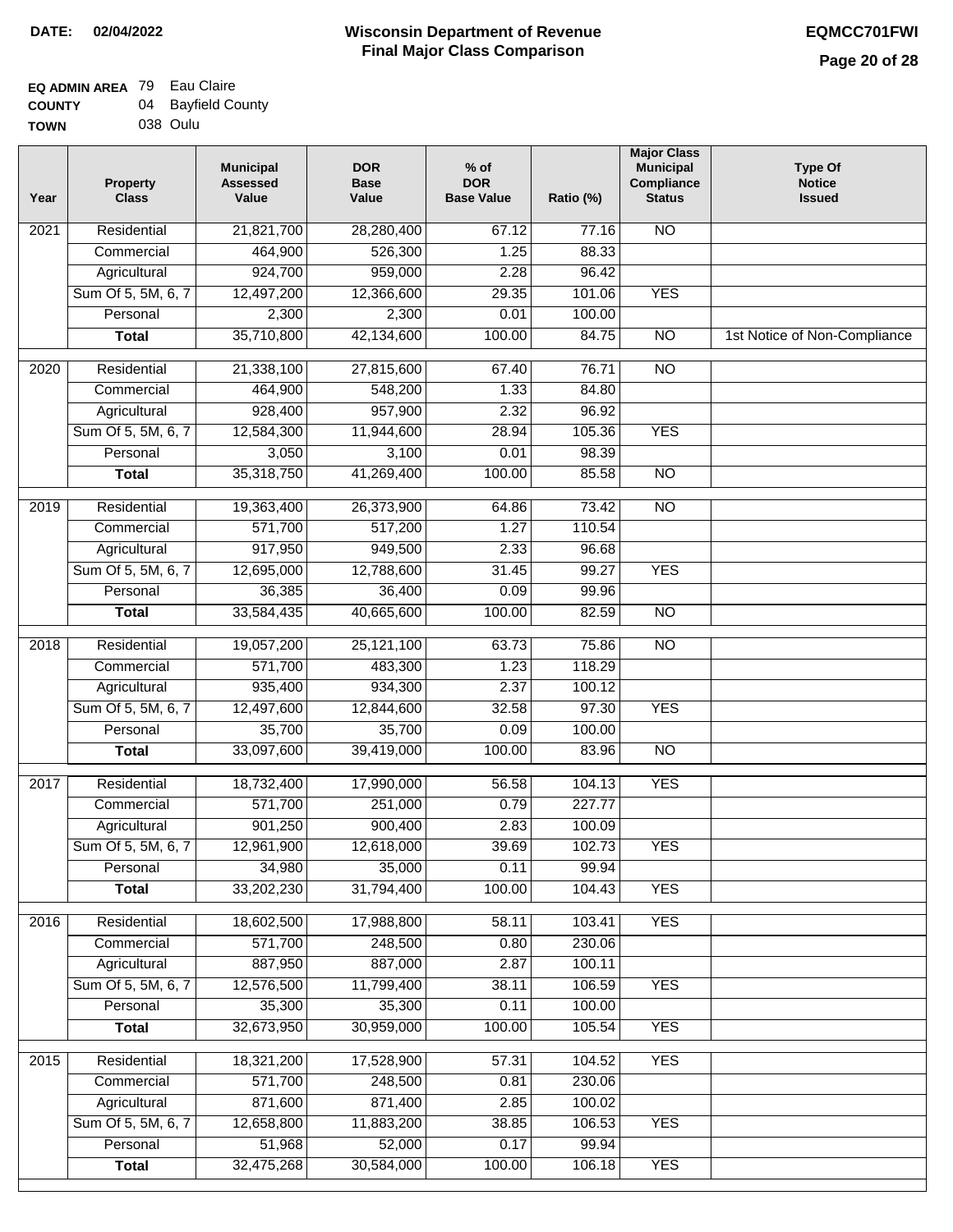**DATE: 02/04/2022**

# Wisconsin Department of Revenue
## Final Major Class Comparison

**EQMCC701FWI**

**EQ ADMIN AREA** 79 Eau Claire
**COUNTY** 04 Bayfield County
**TOWN** 038 Oulu

| Year | Property Class | Municipal Assessed Value | DOR Base Value | % of DOR Base Value | Ratio (%) | Major Class Municipal Compliance Status | Type Of Notice Issued |
|---|---|---|---|---|---|---|---|
| 2021 | Residential | 21,821,700 | 28,280,400 | 67.12 | 77.16 | NO | |
| | Commercial | 464,900 | 526,300 | 1.25 | 88.33 | | |
| | Agricultural | 924,700 | 959,000 | 2.28 | 96.42 | | |
| | Sum Of 5, 5M, 6, 7 | 12,497,200 | 12,366,600 | 29.35 | 101.06 | YES | |
| | Personal | 2,300 | 2,300 | 0.01 | 100.00 | | |
| | **Total** | 35,710,800 | 42,134,600 | 100.00 | 84.75 | NO | 1st Notice of Non-Compliance |
| 2020 | Residential | 21,338,100 | 27,815,600 | 67.40 | 76.71 | NO | |
| | Commercial | 464,900 | 548,200 | 1.33 | 84.80 | | |
| | Agricultural | 928,400 | 957,900 | 2.32 | 96.92 | | |
| | Sum Of 5, 5M, 6, 7 | 12,584,300 | 11,944,600 | 28.94 | 105.36 | YES | |
| | Personal | 3,050 | 3,100 | 0.01 | 98.39 | | |
| | **Total** | 35,318,750 | 41,269,400 | 100.00 | 85.58 | NO | |
| 2019 | Residential | 19,363,400 | 26,373,900 | 64.86 | 73.42 | NO | |
| | Commercial | 571,700 | 517,200 | 1.27 | 110.54 | | |
| | Agricultural | 917,950 | 949,500 | 2.33 | 96.68 | | |
| | Sum Of 5, 5M, 6, 7 | 12,695,000 | 12,788,600 | 31.45 | 99.27 | YES | |
| | Personal | 36,385 | 36,400 | 0.09 | 99.96 | | |
| | **Total** | 33,584,435 | 40,665,600 | 100.00 | 82.59 | NO | |
| 2018 | Residential | 19,057,200 | 25,121,100 | 63.73 | 75.86 | NO | |
| | Commercial | 571,700 | 483,300 | 1.23 | 118.29 | | |
| | Agricultural | 935,400 | 934,300 | 2.37 | 100.12 | | |
| | Sum Of 5, 5M, 6, 7 | 12,497,600 | 12,844,600 | 32.58 | 97.30 | YES | |
| | Personal | 35,700 | 35,700 | 0.09 | 100.00 | | |
| | **Total** | 33,097,600 | 39,419,000 | 100.00 | 83.96 | NO | |
| 2017 | Residential | 18,732,400 | 17,990,000 | 56.58 | 104.13 | YES | |
| | Commercial | 571,700 | 251,000 | 0.79 | 227.77 | | |
| | Agricultural | 901,250 | 900,400 | 2.83 | 100.09 | | |
| | Sum Of 5, 5M, 6, 7 | 12,961,900 | 12,618,000 | 39.69 | 102.73 | YES | |
| | Personal | 34,980 | 35,000 | 0.11 | 99.94 | | |
| | **Total** | 33,202,230 | 31,794,400 | 100.00 | 104.43 | YES | |
| 2016 | Residential | 18,602,500 | 17,988,800 | 58.11 | 103.41 | YES | |
| | Commercial | 571,700 | 248,500 | 0.80 | 230.06 | | |
| | Agricultural | 887,950 | 887,000 | 2.87 | 100.11 | | |
| | Sum Of 5, 5M, 6, 7 | 12,576,500 | 11,799,400 | 38.11 | 106.59 | YES | |
| | Personal | 35,300 | 35,300 | 0.11 | 100.00 | | |
| | **Total** | 32,673,950 | 30,959,000 | 100.00 | 105.54 | YES | |
| 2015 | Residential | 18,321,200 | 17,528,900 | 57.31 | 104.52 | YES | |
| | Commercial | 571,700 | 248,500 | 0.81 | 230.06 | | |
| | Agricultural | 871,600 | 871,400 | 2.85 | 100.02 | | |
| | Sum Of 5, 5M, 6, 7 | 12,658,800 | 11,883,200 | 38.85 | 106.53 | YES | |
| | Personal | 51,968 | 52,000 | 0.17 | 99.94 | | |
| | **Total** | 32,475,268 | 30,584,000 | 100.00 | 106.18 | YES | |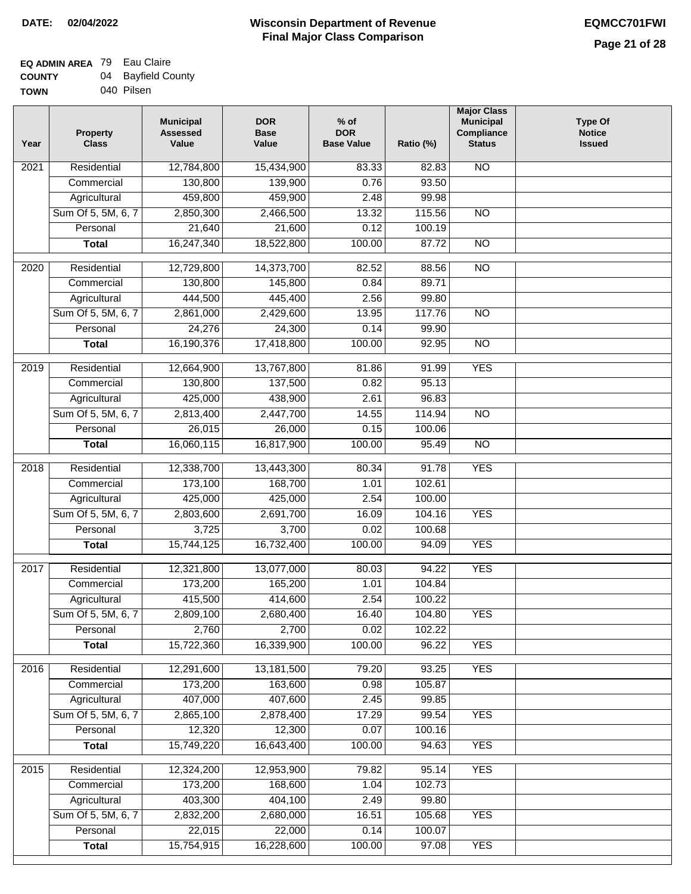**DATE: 02/04/2022**

# Wisconsin Department of Revenue
## Final Major Class Comparison

**EQMCC701FWI**

**EQ ADMIN AREA** 79 Eau Claire
**COUNTY** 04 Bayfield County
**TOWN** 040 Pilsen

| Year | Property Class | Municipal Assessed Value | DOR Base Value | % of DOR Base Value | Ratio (%) | Major Class Municipal Compliance Status | Type Of Notice Issued |
|---|---|---|---|---|---|---|---|
| 2021 | Residential | 12,784,800 | 15,434,900 | 83.33 | 82.83 | NO | |
| | Commercial | 130,800 | 139,900 | 0.76 | 93.50 | | |
| | Agricultural | 459,800 | 459,900 | 2.48 | 99.98 | | |
| | Sum Of 5, 5M, 6, 7 | 2,850,300 | 2,466,500 | 13.32 | 115.56 | NO | |
| | Personal | 21,640 | 21,600 | 0.12 | 100.19 | | |
| | **Total** | 16,247,340 | 18,522,800 | 100.00 | 87.72 | NO | |
| 2020 | Residential | 12,729,800 | 14,373,700 | 82.52 | 88.56 | NO | |
| | Commercial | 130,800 | 145,800 | 0.84 | 89.71 | | |
| | Agricultural | 444,500 | 445,400 | 2.56 | 99.80 | | |
| | Sum Of 5, 5M, 6, 7 | 2,861,000 | 2,429,600 | 13.95 | 117.76 | NO | |
| | Personal | 24,276 | 24,300 | 0.14 | 99.90 | | |
| | **Total** | 16,190,376 | 17,418,800 | 100.00 | 92.95 | NO | |
| 2019 | Residential | 12,664,900 | 13,767,800 | 81.86 | 91.99 | YES | |
| | Commercial | 130,800 | 137,500 | 0.82 | 95.13 | | |
| | Agricultural | 425,000 | 438,900 | 2.61 | 96.83 | | |
| | Sum Of 5, 5M, 6, 7 | 2,813,400 | 2,447,700 | 14.55 | 114.94 | NO | |
| | Personal | 26,015 | 26,000 | 0.15 | 100.06 | | |
| | **Total** | 16,060,115 | 16,817,900 | 100.00 | 95.49 | NO | |
| 2018 | Residential | 12,338,700 | 13,443,300 | 80.34 | 91.78 | YES | |
| | Commercial | 173,100 | 168,700 | 1.01 | 102.61 | | |
| | Agricultural | 425,000 | 425,000 | 2.54 | 100.00 | | |
| | Sum Of 5, 5M, 6, 7 | 2,803,600 | 2,691,700 | 16.09 | 104.16 | YES | |
| | Personal | 3,725 | 3,700 | 0.02 | 100.68 | | |
| | **Total** | 15,744,125 | 16,732,400 | 100.00 | 94.09 | YES | |
| 2017 | Residential | 12,321,800 | 13,077,000 | 80.03 | 94.22 | YES | |
| | Commercial | 173,200 | 165,200 | 1.01 | 104.84 | | |
| | Agricultural | 415,500 | 414,600 | 2.54 | 100.22 | | |
| | Sum Of 5, 5M, 6, 7 | 2,809,100 | 2,680,400 | 16.40 | 104.80 | YES | |
| | Personal | 2,760 | 2,700 | 0.02 | 102.22 | | |
| | **Total** | 15,722,360 | 16,339,900 | 100.00 | 96.22 | YES | |
| 2016 | Residential | 12,291,600 | 13,181,500 | 79.20 | 93.25 | YES | |
| | Commercial | 173,200 | 163,600 | 0.98 | 105.87 | | |
| | Agricultural | 407,000 | 407,600 | 2.45 | 99.85 | | |
| | Sum Of 5, 5M, 6, 7 | 2,865,100 | 2,878,400 | 17.29 | 99.54 | YES | |
| | Personal | 12,320 | 12,300 | 0.07 | 100.16 | | |
| | **Total** | 15,749,220 | 16,643,400 | 100.00 | 94.63 | YES | |
| 2015 | Residential | 12,324,200 | 12,953,900 | 79.82 | 95.14 | YES | |
| | Commercial | 173,200 | 168,600 | 1.04 | 102.73 | | |
| | Agricultural | 403,300 | 404,100 | 2.49 | 99.80 | | |
| | Sum Of 5, 5M, 6, 7 | 2,832,200 | 2,680,000 | 16.51 | 105.68 | YES | |
| | Personal | 22,015 | 22,000 | 0.14 | 100.07 | | |
| | **Total** | 15,754,915 | 16,228,600 | 100.00 | 97.08 | YES | |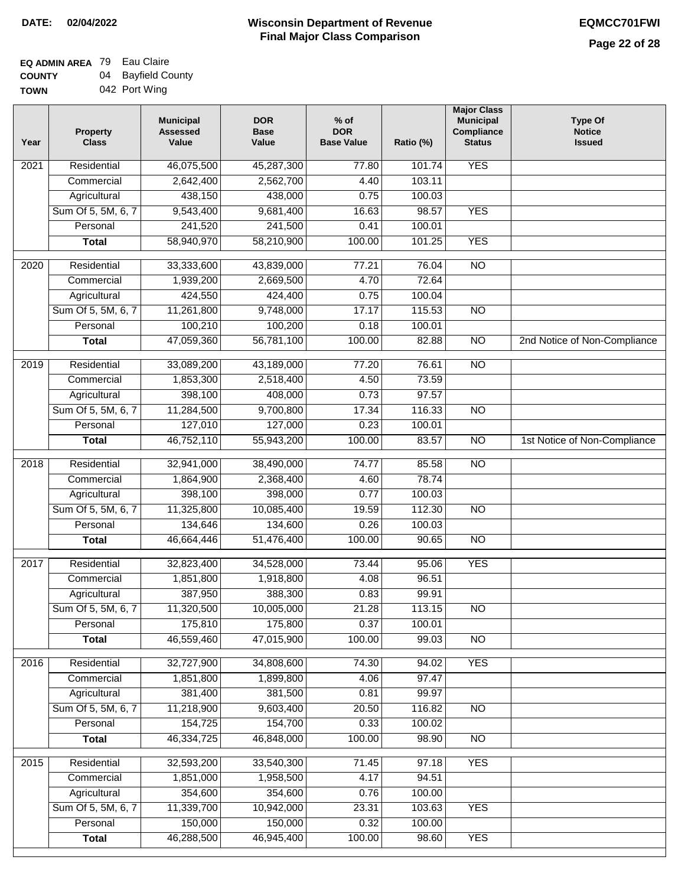**DATE:** 02/04/2022

# Wisconsin Department of Revenue
## Final Major Class Comparison

**EQMCC701FWI**

**EQ ADMIN AREA** 79 Eau Claire
**COUNTY** 04 Bayfield County
**TOWN** 042 Port Wing

| Year | Property Class | Municipal Assessed Value | DOR Base Value | % of DOR Base Value | Ratio (%) | Major Class Municipal Compliance Status | Type Of Notice Issued |
|---|---|---|---|---|---|---|---|
| 2021 | Residential | 46,075,500 | 45,287,300 | 77.80 | 101.74 | YES | |
| | Commercial | 2,642,400 | 2,562,700 | 4.40 | 103.11 | | |
| | Agricultural | 438,150 | 438,000 | 0.75 | 100.03 | | |
| | Sum Of 5, 5M, 6, 7 | 9,543,400 | 9,681,400 | 16.63 | 98.57 | YES | |
| | Personal | 241,520 | 241,500 | 0.41 | 100.01 | | |
| | **Total** | 58,940,970 | 58,210,900 | 100.00 | 101.25 | YES | |
| 2020 | Residential | 33,333,600 | 43,839,000 | 77.21 | 76.04 | NO | |
| | Commercial | 1,939,200 | 2,669,500 | 4.70 | 72.64 | | |
| | Agricultural | 424,550 | 424,400 | 0.75 | 100.04 | | |
| | Sum Of 5, 5M, 6, 7 | 11,261,800 | 9,748,000 | 17.17 | 115.53 | NO | |
| | Personal | 100,210 | 100,200 | 0.18 | 100.01 | | |
| | **Total** | 47,059,360 | 56,781,100 | 100.00 | 82.88 | NO | 2nd Notice of Non-Compliance |
| 2019 | Residential | 33,089,200 | 43,189,000 | 77.20 | 76.61 | NO | |
| | Commercial | 1,853,300 | 2,518,400 | 4.50 | 73.59 | | |
| | Agricultural | 398,100 | 408,000 | 0.73 | 97.57 | | |
| | Sum Of 5, 5M, 6, 7 | 11,284,500 | 9,700,800 | 17.34 | 116.33 | NO | |
| | Personal | 127,010 | 127,000 | 0.23 | 100.01 | | |
| | **Total** | 46,752,110 | 55,943,200 | 100.00 | 83.57 | NO | 1st Notice of Non-Compliance |
| 2018 | Residential | 32,941,000 | 38,490,000 | 74.77 | 85.58 | NO | |
| | Commercial | 1,864,900 | 2,368,400 | 4.60 | 78.74 | | |
| | Agricultural | 398,100 | 398,000 | 0.77 | 100.03 | | |
| | Sum Of 5, 5M, 6, 7 | 11,325,800 | 10,085,400 | 19.59 | 112.30 | NO | |
| | Personal | 134,646 | 134,600 | 0.26 | 100.03 | | |
| | **Total** | 46,664,446 | 51,476,400 | 100.00 | 90.65 | NO | |
| 2017 | Residential | 32,823,400 | 34,528,000 | 73.44 | 95.06 | YES | |
| | Commercial | 1,851,800 | 1,918,800 | 4.08 | 96.51 | | |
| | Agricultural | 387,950 | 388,300 | 0.83 | 99.91 | | |
| | Sum Of 5, 5M, 6, 7 | 11,320,500 | 10,005,000 | 21.28 | 113.15 | NO | |
| | Personal | 175,810 | 175,800 | 0.37 | 100.01 | | |
| | **Total** | 46,559,460 | 47,015,900 | 100.00 | 99.03 | NO | |
| 2016 | Residential | 32,727,900 | 34,808,600 | 74.30 | 94.02 | YES | |
| | Commercial | 1,851,800 | 1,899,800 | 4.06 | 97.47 | | |
| | Agricultural | 381,400 | 381,500 | 0.81 | 99.97 | | |
| | Sum Of 5, 5M, 6, 7 | 11,218,900 | 9,603,400 | 20.50 | 116.82 | NO | |
| | Personal | 154,725 | 154,700 | 0.33 | 100.02 | | |
| | **Total** | 46,334,725 | 46,848,000 | 100.00 | 98.90 | NO | |
| 2015 | Residential | 32,593,200 | 33,540,300 | 71.45 | 97.18 | YES | |
| | Commercial | 1,851,000 | 1,958,500 | 4.17 | 94.51 | | |
| | Agricultural | 354,600 | 354,600 | 0.76 | 100.00 | | |
| | Sum Of 5, 5M, 6, 7 | 11,339,700 | 10,942,000 | 23.31 | 103.63 | YES | |
| | Personal | 150,000 | 150,000 | 0.32 | 100.00 | | |
| | **Total** | 46,288,500 | 46,945,400 | 100.00 | 98.60 | YES | |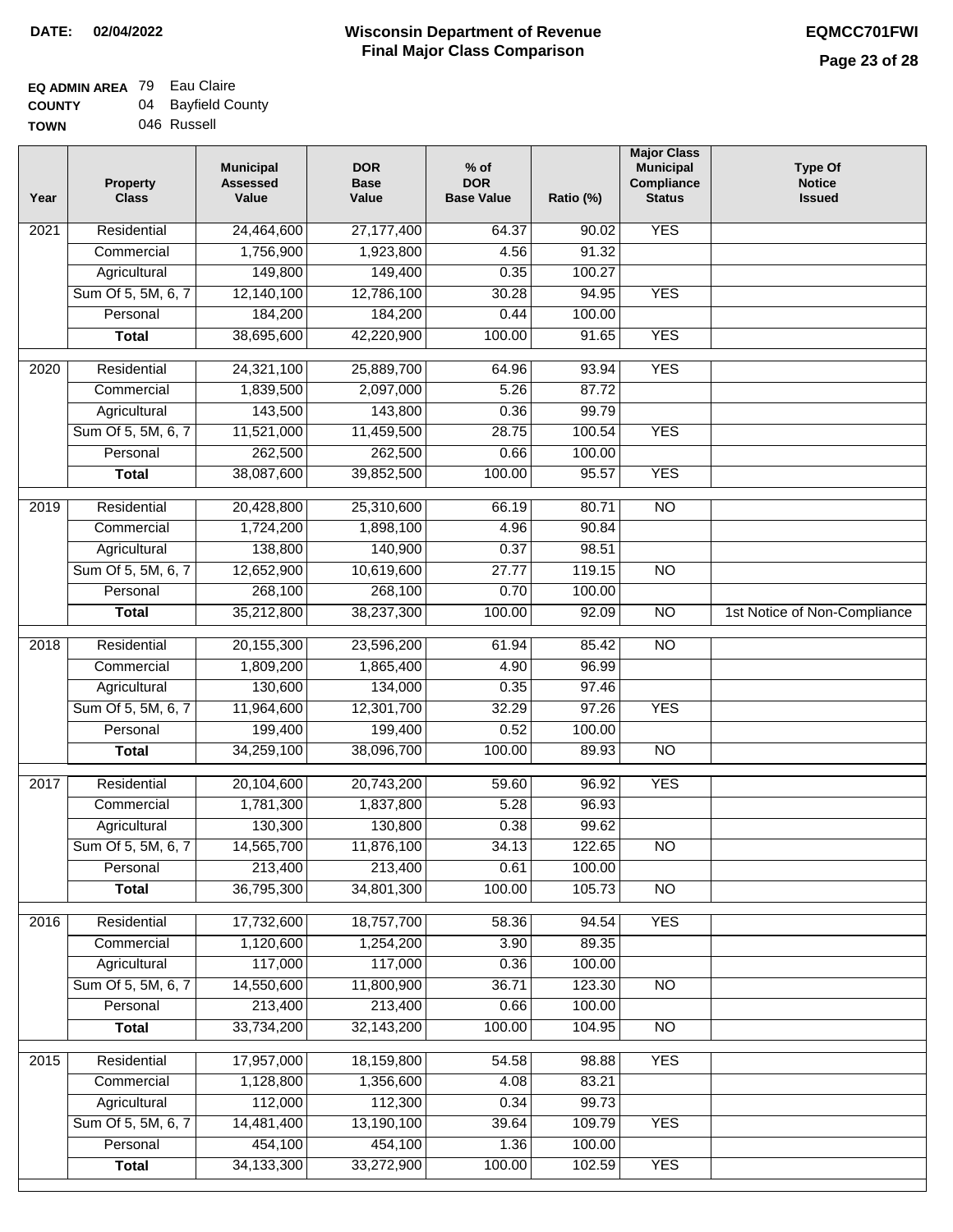**DATE:** 02/04/2022

# Wisconsin Department of Revenue
## Final Major Class Comparison

**EQMCC701FWI**

**EQ ADMIN AREA** 79 Eau Claire
**COUNTY** 04 Bayfield County
**TOWN** 046 Russell

| Year | Property Class | Municipal Assessed Value | DOR Base Value | % of DOR Base Value | Ratio (%) | Major Class Municipal Compliance Status | Type Of Notice Issued |
|---|---|---|---|---|---|---|---|
| 2021 | Residential | 24,464,600 | 27,177,400 | 64.37 | 90.02 | YES | |
| | Commercial | 1,756,900 | 1,923,800 | 4.56 | 91.32 | | |
| | Agricultural | 149,800 | 149,400 | 0.35 | 100.27 | | |
| | Sum Of 5, 5M, 6, 7 | 12,140,100 | 12,786,100 | 30.28 | 94.95 | YES | |
| | Personal | 184,200 | 184,200 | 0.44 | 100.00 | | |
| | **Total** | 38,695,600 | 42,220,900 | 100.00 | 91.65 | YES | |
| 2020 | Residential | 24,321,100 | 25,889,700 | 64.96 | 93.94 | YES | |
| | Commercial | 1,839,500 | 2,097,000 | 5.26 | 87.72 | | |
| | Agricultural | 143,500 | 143,800 | 0.36 | 99.79 | | |
| | Sum Of 5, 5M, 6, 7 | 11,521,000 | 11,459,500 | 28.75 | 100.54 | YES | |
| | Personal | 262,500 | 262,500 | 0.66 | 100.00 | | |
| | **Total** | 38,087,600 | 39,852,500 | 100.00 | 95.57 | YES | |
| 2019 | Residential | 20,428,800 | 25,310,600 | 66.19 | 80.71 | NO | |
| | Commercial | 1,724,200 | 1,898,100 | 4.96 | 90.84 | | |
| | Agricultural | 138,800 | 140,900 | 0.37 | 98.51 | | |
| | Sum Of 5, 5M, 6, 7 | 12,652,900 | 10,619,600 | 27.77 | 119.15 | NO | |
| | Personal | 268,100 | 268,100 | 0.70 | 100.00 | | |
| | **Total** | 35,212,800 | 38,237,300 | 100.00 | 92.09 | NO | 1st Notice of Non-Compliance |
| 2018 | Residential | 20,155,300 | 23,596,200 | 61.94 | 85.42 | NO | |
| | Commercial | 1,809,200 | 1,865,400 | 4.90 | 96.99 | | |
| | Agricultural | 130,600 | 134,000 | 0.35 | 97.46 | | |
| | Sum Of 5, 5M, 6, 7 | 11,964,600 | 12,301,700 | 32.29 | 97.26 | YES | |
| | Personal | 199,400 | 199,400 | 0.52 | 100.00 | | |
| | **Total** | 34,259,100 | 38,096,700 | 100.00 | 89.93 | NO | |
| 2017 | Residential | 20,104,600 | 20,743,200 | 59.60 | 96.92 | YES | |
| | Commercial | 1,781,300 | 1,837,800 | 5.28 | 96.93 | | |
| | Agricultural | 130,300 | 130,800 | 0.38 | 99.62 | | |
| | Sum Of 5, 5M, 6, 7 | 14,565,700 | 11,876,100 | 34.13 | 122.65 | NO | |
| | Personal | 213,400 | 213,400 | 0.61 | 100.00 | | |
| | **Total** | 36,795,300 | 34,801,300 | 100.00 | 105.73 | NO | |
| 2016 | Residential | 17,732,600 | 18,757,700 | 58.36 | 94.54 | YES | |
| | Commercial | 1,120,600 | 1,254,200 | 3.90 | 89.35 | | |
| | Agricultural | 117,000 | 117,000 | 0.36 | 100.00 | | |
| | Sum Of 5, 5M, 6, 7 | 14,550,600 | 11,800,900 | 36.71 | 123.30 | NO | |
| | Personal | 213,400 | 213,400 | 0.66 | 100.00 | | |
| | **Total** | 33,734,200 | 32,143,200 | 100.00 | 104.95 | NO | |
| 2015 | Residential | 17,957,000 | 18,159,800 | 54.58 | 98.88 | YES | |
| | Commercial | 1,128,800 | 1,356,600 | 4.08 | 83.21 | | |
| | Agricultural | 112,000 | 112,300 | 0.34 | 99.73 | | |
| | Sum Of 5, 5M, 6, 7 | 14,481,400 | 13,190,100 | 39.64 | 109.79 | YES | |
| | Personal | 454,100 | 454,100 | 1.36 | 100.00 | | |
| | **Total** | 34,133,300 | 33,272,900 | 100.00 | 102.59 | YES | |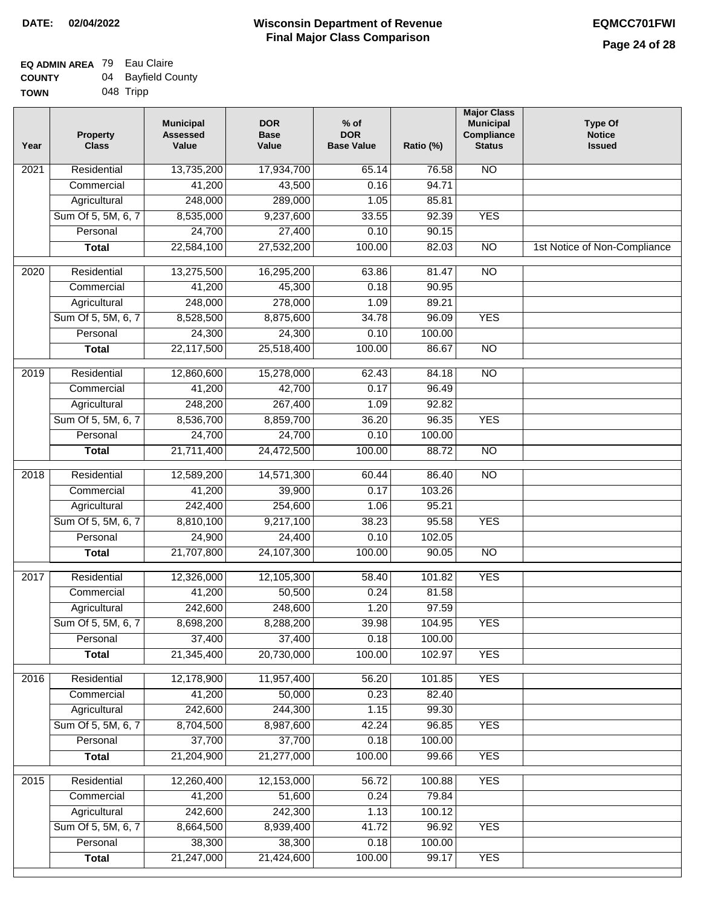**DATE:** 02/04/2022

# Wisconsin Department of Revenue
## Final Major Class Comparison

EQMCC701FWI

**EQ ADMIN AREA** 79 Eau Claire
**COUNTY** 04 Bayfield County
**TOWN** 048 Tripp

| Year | Property Class | Municipal Assessed Value | DOR Base Value | % of DOR Base Value | Ratio (%) | Major Class Municipal Compliance Status | Type Of Notice Issued |
|---|---|---|---|---|---|---|---|
| 2021 | Residential | 13,735,200 | 17,934,700 | 65.14 | 76.58 | NO | |
| | Commercial | 41,200 | 43,500 | 0.16 | 94.71 | | |
| | Agricultural | 248,000 | 289,000 | 1.05 | 85.81 | | |
| | Sum Of 5, 5M, 6, 7 | 8,535,000 | 9,237,600 | 33.55 | 92.39 | YES | |
| | Personal | 24,700 | 27,400 | 0.10 | 90.15 | | |
| | **Total** | 22,584,100 | 27,532,200 | 100.00 | 82.03 | NO | 1st Notice of Non-Compliance |
| 2020 | Residential | 13,275,500 | 16,295,200 | 63.86 | 81.47 | NO | |
| | Commercial | 41,200 | 45,300 | 0.18 | 90.95 | | |
| | Agricultural | 248,000 | 278,000 | 1.09 | 89.21 | | |
| | Sum Of 5, 5M, 6, 7 | 8,528,500 | 8,875,600 | 34.78 | 96.09 | YES | |
| | Personal | 24,300 | 24,300 | 0.10 | 100.00 | | |
| | **Total** | 22,117,500 | 25,518,400 | 100.00 | 86.67 | NO | |
| 2019 | Residential | 12,860,600 | 15,278,000 | 62.43 | 84.18 | NO | |
| | Commercial | 41,200 | 42,700 | 0.17 | 96.49 | | |
| | Agricultural | 248,200 | 267,400 | 1.09 | 92.82 | | |
| | Sum Of 5, 5M, 6, 7 | 8,536,700 | 8,859,700 | 36.20 | 96.35 | YES | |
| | Personal | 24,700 | 24,700 | 0.10 | 100.00 | | |
| | **Total** | 21,711,400 | 24,472,500 | 100.00 | 88.72 | NO | |
| 2018 | Residential | 12,589,200 | 14,571,300 | 60.44 | 86.40 | NO | |
| | Commercial | 41,200 | 39,900 | 0.17 | 103.26 | | |
| | Agricultural | 242,400 | 254,600 | 1.06 | 95.21 | | |
| | Sum Of 5, 5M, 6, 7 | 8,810,100 | 9,217,100 | 38.23 | 95.58 | YES | |
| | Personal | 24,900 | 24,400 | 0.10 | 102.05 | | |
| | **Total** | 21,707,800 | 24,107,300 | 100.00 | 90.05 | NO | |
| 2017 | Residential | 12,326,000 | 12,105,300 | 58.40 | 101.82 | YES | |
| | Commercial | 41,200 | 50,500 | 0.24 | 81.58 | | |
| | Agricultural | 242,600 | 248,600 | 1.20 | 97.59 | | |
| | Sum Of 5, 5M, 6, 7 | 8,698,200 | 8,288,200 | 39.98 | 104.95 | YES | |
| | Personal | 37,400 | 37,400 | 0.18 | 100.00 | | |
| | **Total** | 21,345,400 | 20,730,000 | 100.00 | 102.97 | YES | |
| 2016 | Residential | 12,178,900 | 11,957,400 | 56.20 | 101.85 | YES | |
| | Commercial | 41,200 | 50,000 | 0.23 | 82.40 | | |
| | Agricultural | 242,600 | 244,300 | 1.15 | 99.30 | | |
| | Sum Of 5, 5M, 6, 7 | 8,704,500 | 8,987,600 | 42.24 | 96.85 | YES | |
| | Personal | 37,700 | 37,700 | 0.18 | 100.00 | | |
| | **Total** | 21,204,900 | 21,277,000 | 100.00 | 99.66 | YES | |
| 2015 | Residential | 12,260,400 | 12,153,000 | 56.72 | 100.88 | YES | |
| | Commercial | 41,200 | 51,600 | 0.24 | 79.84 | | |
| | Agricultural | 242,600 | 242,300 | 1.13 | 100.12 | | |
| | Sum Of 5, 5M, 6, 7 | 8,664,500 | 8,939,400 | 41.72 | 96.92 | YES | |
| | Personal | 38,300 | 38,300 | 0.18 | 100.00 | | |
| | **Total** | 21,247,000 | 21,424,600 | 100.00 | 99.17 | YES | |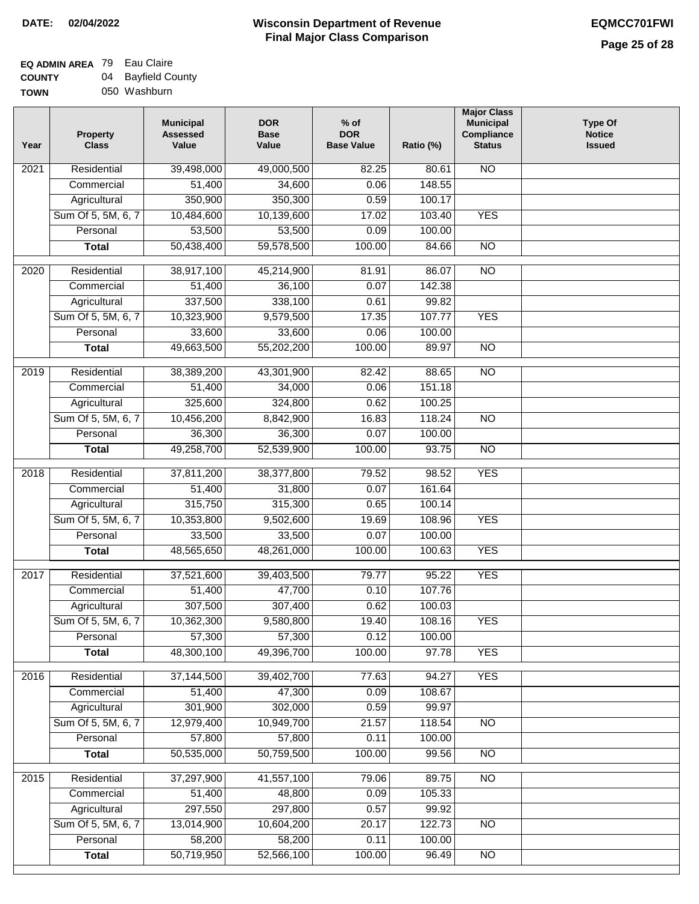**DATE: 02/04/2022**

# Wisconsin Department of Revenue
## Final Major Class Comparison

**EQMCC701FWI**

**EQ ADMIN AREA** 79 Eau Claire
**COUNTY** 04 Bayfield County
**TOWN** 050 Washburn

| Year | Property Class | Municipal Assessed Value | DOR Base Value | % of DOR Base Value | Ratio (%) | Major Class Municipal Compliance Status | Type Of Notice Issued |
|---|---|---|---|---|---|---|---|
| 2021 | Residential | 39,498,000 | 49,000,500 | 82.25 | 80.61 | NO | |
| | Commercial | 51,400 | 34,600 | 0.06 | 148.55 | | |
| | Agricultural | 350,900 | 350,300 | 0.59 | 100.17 | | |
| | Sum Of 5, 5M, 6, 7 | 10,484,600 | 10,139,600 | 17.02 | 103.40 | YES | |
| | Personal | 53,500 | 53,500 | 0.09 | 100.00 | | |
| | **Total** | 50,438,400 | 59,578,500 | 100.00 | 84.66 | NO | |
| 2020 | Residential | 38,917,100 | 45,214,900 | 81.91 | 86.07 | NO | |
| | Commercial | 51,400 | 36,100 | 0.07 | 142.38 | | |
| | Agricultural | 337,500 | 338,100 | 0.61 | 99.82 | | |
| | Sum Of 5, 5M, 6, 7 | 10,323,900 | 9,579,500 | 17.35 | 107.77 | YES | |
| | Personal | 33,600 | 33,600 | 0.06 | 100.00 | | |
| | **Total** | 49,663,500 | 55,202,200 | 100.00 | 89.97 | NO | |
| 2019 | Residential | 38,389,200 | 43,301,900 | 82.42 | 88.65 | NO | |
| | Commercial | 51,400 | 34,000 | 0.06 | 151.18 | | |
| | Agricultural | 325,600 | 324,800 | 0.62 | 100.25 | | |
| | Sum Of 5, 5M, 6, 7 | 10,456,200 | 8,842,900 | 16.83 | 118.24 | NO | |
| | Personal | 36,300 | 36,300 | 0.07 | 100.00 | | |
| | **Total** | 49,258,700 | 52,539,900 | 100.00 | 93.75 | NO | |
| 2018 | Residential | 37,811,200 | 38,377,800 | 79.52 | 98.52 | YES | |
| | Commercial | 51,400 | 31,800 | 0.07 | 161.64 | | |
| | Agricultural | 315,750 | 315,300 | 0.65 | 100.14 | | |
| | Sum Of 5, 5M, 6, 7 | 10,353,800 | 9,502,600 | 19.69 | 108.96 | YES | |
| | Personal | 33,500 | 33,500 | 0.07 | 100.00 | | |
| | **Total** | 48,565,650 | 48,261,000 | 100.00 | 100.63 | YES | |
| 2017 | Residential | 37,521,600 | 39,403,500 | 79.77 | 95.22 | YES | |
| | Commercial | 51,400 | 47,700 | 0.10 | 107.76 | | |
| | Agricultural | 307,500 | 307,400 | 0.62 | 100.03 | | |
| | Sum Of 5, 5M, 6, 7 | 10,362,300 | 9,580,800 | 19.40 | 108.16 | YES | |
| | Personal | 57,300 | 57,300 | 0.12 | 100.00 | | |
| | **Total** | 48,300,100 | 49,396,700 | 100.00 | 97.78 | YES | |
| 2016 | Residential | 37,144,500 | 39,402,700 | 77.63 | 94.27 | YES | |
| | Commercial | 51,400 | 47,300 | 0.09 | 108.67 | | |
| | Agricultural | 301,900 | 302,000 | 0.59 | 99.97 | | |
| | Sum Of 5, 5M, 6, 7 | 12,979,400 | 10,949,700 | 21.57 | 118.54 | NO | |
| | Personal | 57,800 | 57,800 | 0.11 | 100.00 | | |
| | **Total** | 50,535,000 | 50,759,500 | 100.00 | 99.56 | NO | |
| 2015 | Residential | 37,297,900 | 41,557,100 | 79.06 | 89.75 | NO | |
| | Commercial | 51,400 | 48,800 | 0.09 | 105.33 | | |
| | Agricultural | 297,550 | 297,800 | 0.57 | 99.92 | | |
| | Sum Of 5, 5M, 6, 7 | 13,014,900 | 10,604,200 | 20.17 | 122.73 | NO | |
| | Personal | 58,200 | 58,200 | 0.11 | 100.00 | | |
| | **Total** | 50,719,950 | 52,566,100 | 100.00 | 96.49 | NO | |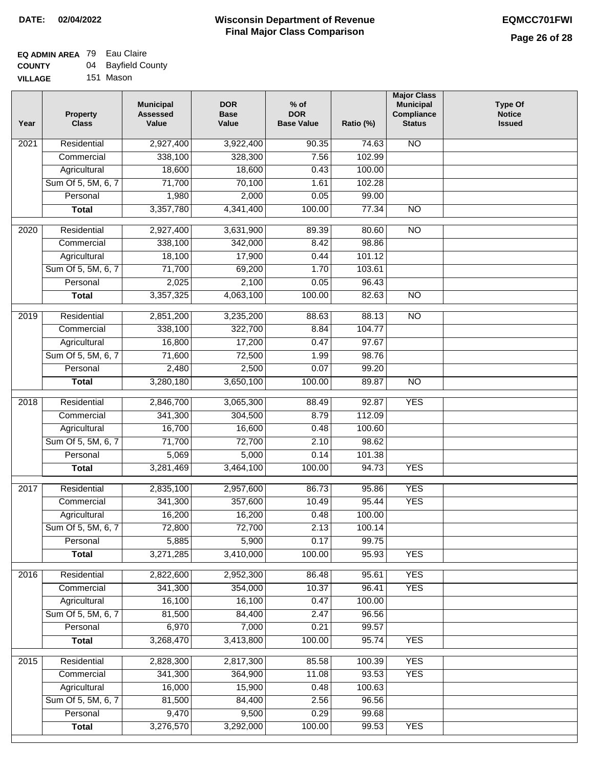**DATE: 02/04/2022**

# Wisconsin Department of Revenue
## Final Major Class Comparison

**EQMCC701FWI**

**EQ ADMIN AREA** 79 Eau Claire
**COUNTY** 04 Bayfield County
**VILLAGE** 151 Mason

| Year | Property Class | Municipal Assessed Value | DOR Base Value | % of DOR Base Value | Ratio (%) | Major Class Municipal Compliance Status | Type Of Notice Issued |
|---|---|---|---|---|---|---|---|
| 2021 | Residential | 2,927,400 | 3,922,400 | 90.35 | 74.63 | NO | |
| | Commercial | 338,100 | 328,300 | 7.56 | 102.99 | | |
| | Agricultural | 18,600 | 18,600 | 0.43 | 100.00 | | |
| | Sum Of 5, 5M, 6, 7 | 71,700 | 70,100 | 1.61 | 102.28 | | |
| | Personal | 1,980 | 2,000 | 0.05 | 99.00 | | |
| | **Total** | 3,357,780 | 4,341,400 | 100.00 | 77.34 | NO | |
| 2020 | Residential | 2,927,400 | 3,631,900 | 89.39 | 80.60 | NO | |
| | Commercial | 338,100 | 342,000 | 8.42 | 98.86 | | |
| | Agricultural | 18,100 | 17,900 | 0.44 | 101.12 | | |
| | Sum Of 5, 5M, 6, 7 | 71,700 | 69,200 | 1.70 | 103.61 | | |
| | Personal | 2,025 | 2,100 | 0.05 | 96.43 | | |
| | **Total** | 3,357,325 | 4,063,100 | 100.00 | 82.63 | NO | |
| 2019 | Residential | 2,851,200 | 3,235,200 | 88.63 | 88.13 | NO | |
| | Commercial | 338,100 | 322,700 | 8.84 | 104.77 | | |
| | Agricultural | 16,800 | 17,200 | 0.47 | 97.67 | | |
| | Sum Of 5, 5M, 6, 7 | 71,600 | 72,500 | 1.99 | 98.76 | | |
| | Personal | 2,480 | 2,500 | 0.07 | 99.20 | | |
| | **Total** | 3,280,180 | 3,650,100 | 100.00 | 89.87 | NO | |
| 2018 | Residential | 2,846,700 | 3,065,300 | 88.49 | 92.87 | YES | |
| | Commercial | 341,300 | 304,500 | 8.79 | 112.09 | | |
| | Agricultural | 16,700 | 16,600 | 0.48 | 100.60 | | |
| | Sum Of 5, 5M, 6, 7 | 71,700 | 72,700 | 2.10 | 98.62 | | |
| | Personal | 5,069 | 5,000 | 0.14 | 101.38 | | |
| | **Total** | 3,281,469 | 3,464,100 | 100.00 | 94.73 | YES | |
| 2017 | Residential | 2,835,100 | 2,957,600 | 86.73 | 95.86 | YES | |
| | Commercial | 341,300 | 357,600 | 10.49 | 95.44 | YES | |
| | Agricultural | 16,200 | 16,200 | 0.48 | 100.00 | | |
| | Sum Of 5, 5M, 6, 7 | 72,800 | 72,700 | 2.13 | 100.14 | | |
| | Personal | 5,885 | 5,900 | 0.17 | 99.75 | | |
| | **Total** | 3,271,285 | 3,410,000 | 100.00 | 95.93 | YES | |
| 2016 | Residential | 2,822,600 | 2,952,300 | 86.48 | 95.61 | YES | |
| | Commercial | 341,300 | 354,000 | 10.37 | 96.41 | YES | |
| | Agricultural | 16,100 | 16,100 | 0.47 | 100.00 | | |
| | Sum Of 5, 5M, 6, 7 | 81,500 | 84,400 | 2.47 | 96.56 | | |
| | Personal | 6,970 | 7,000 | 0.21 | 99.57 | | |
| | **Total** | 3,268,470 | 3,413,800 | 100.00 | 95.74 | YES | |
| 2015 | Residential | 2,828,300 | 2,817,300 | 85.58 | 100.39 | YES | |
| | Commercial | 341,300 | 364,900 | 11.08 | 93.53 | YES | |
| | Agricultural | 16,000 | 15,900 | 0.48 | 100.63 | | |
| | Sum Of 5, 5M, 6, 7 | 81,500 | 84,400 | 2.56 | 96.56 | | |
| | Personal | 9,470 | 9,500 | 0.29 | 99.68 | | |
| | **Total** | 3,276,570 | 3,292,000 | 100.00 | 99.53 | YES | |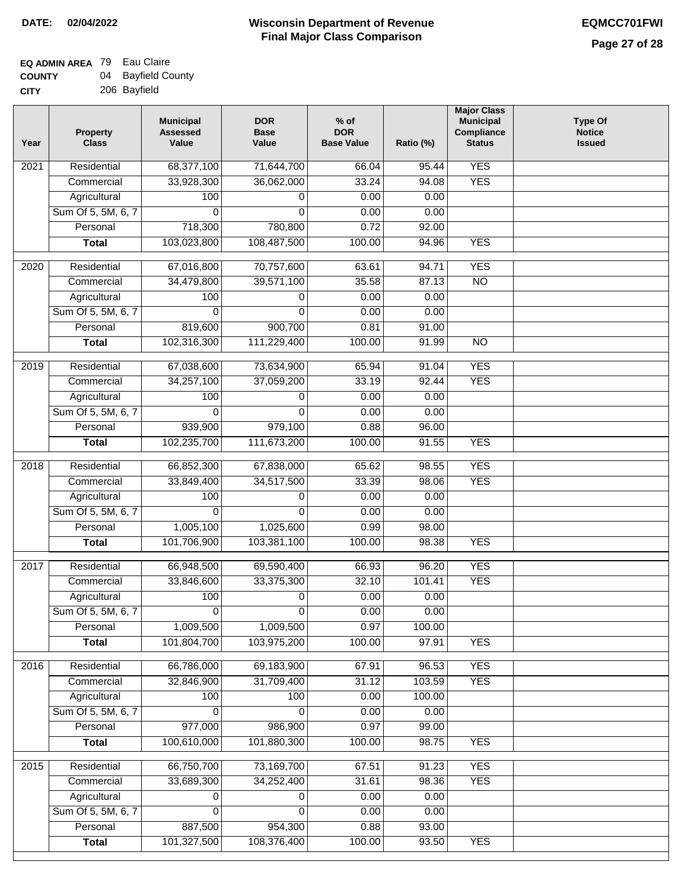**DATE:** 02/04/2022

# Wisconsin Department of Revenue
## Final Major Class Comparison

**EQMCC701FWI**

**EQ ADMIN AREA** 79 Eau Claire
**COUNTY** 04 Bayfield County
**CITY** 206 Bayfield

| Year | Property Class | Municipal Assessed Value | DOR Base Value | % of DOR Base Value | Ratio (%) | Major Class Municipal Compliance Status | Type Of Notice Issued |
|---|---|---|---|---|---|---|---|
| 2021 | Residential | 68,377,100 | 71,644,700 | 66.04 | 95.44 | YES | |
| | Commercial | 33,928,300 | 36,062,000 | 33.24 | 94.08 | YES | |
| | Agricultural | 100 | 0 | 0.00 | 0.00 | | |
| | Sum Of 5, 5M, 6, 7 | 0 | 0 | 0.00 | 0.00 | | |
| | Personal | 718,300 | 780,800 | 0.72 | 92.00 | | |
| | **Total** | 103,023,800 | 108,487,500 | 100.00 | 94.96 | YES | |
| 2020 | Residential | 67,016,800 | 70,757,600 | 63.61 | 94.71 | YES | |
| | Commercial | 34,479,800 | 39,571,100 | 35.58 | 87.13 | NO | |
| | Agricultural | 100 | 0 | 0.00 | 0.00 | | |
| | Sum Of 5, 5M, 6, 7 | 0 | 0 | 0.00 | 0.00 | | |
| | Personal | 819,600 | 900,700 | 0.81 | 91.00 | | |
| | **Total** | 102,316,300 | 111,229,400 | 100.00 | 91.99 | NO | |
| 2019 | Residential | 67,038,600 | 73,634,900 | 65.94 | 91.04 | YES | |
| | Commercial | 34,257,100 | 37,059,200 | 33.19 | 92.44 | YES | |
| | Agricultural | 100 | 0 | 0.00 | 0.00 | | |
| | Sum Of 5, 5M, 6, 7 | 0 | 0 | 0.00 | 0.00 | | |
| | Personal | 939,900 | 979,100 | 0.88 | 96.00 | | |
| | **Total** | 102,235,700 | 111,673,200 | 100.00 | 91.55 | YES | |
| 2018 | Residential | 66,852,300 | 67,838,000 | 65.62 | 98.55 | YES | |
| | Commercial | 33,849,400 | 34,517,500 | 33.39 | 98.06 | YES | |
| | Agricultural | 100 | 0 | 0.00 | 0.00 | | |
| | Sum Of 5, 5M, 6, 7 | 0 | 0 | 0.00 | 0.00 | | |
| | Personal | 1,005,100 | 1,025,600 | 0.99 | 98.00 | | |
| | **Total** | 101,706,900 | 103,381,100 | 100.00 | 98.38 | YES | |
| 2017 | Residential | 66,948,500 | 69,590,400 | 66.93 | 96.20 | YES | |
| | Commercial | 33,846,600 | 33,375,300 | 32.10 | 101.41 | YES | |
| | Agricultural | 100 | 0 | 0.00 | 0.00 | | |
| | Sum Of 5, 5M, 6, 7 | 0 | 0 | 0.00 | 0.00 | | |
| | Personal | 1,009,500 | 1,009,500 | 0.97 | 100.00 | | |
| | **Total** | 101,804,700 | 103,975,200 | 100.00 | 97.91 | YES | |
| 2016 | Residential | 66,786,000 | 69,183,900 | 67.91 | 96.53 | YES | |
| | Commercial | 32,846,900 | 31,709,400 | 31.12 | 103.59 | YES | |
| | Agricultural | 100 | 100 | 0.00 | 100.00 | | |
| | Sum Of 5, 5M, 6, 7 | 0 | 0 | 0.00 | 0.00 | | |
| | Personal | 977,000 | 986,900 | 0.97 | 99.00 | | |
| | **Total** | 100,610,000 | 101,880,300 | 100.00 | 98.75 | YES | |
| 2015 | Residential | 66,750,700 | 73,169,700 | 67.51 | 91.23 | YES | |
| | Commercial | 33,689,300 | 34,252,400 | 31.61 | 98.36 | YES | |
| | Agricultural | 0 | 0 | 0.00 | 0.00 | | |
| | Sum Of 5, 5M, 6, 7 | 0 | 0 | 0.00 | 0.00 | | |
| | Personal | 887,500 | 954,300 | 0.88 | 93.00 | | |
| | **Total** | 101,327,500 | 108,376,400 | 100.00 | 93.50 | YES | |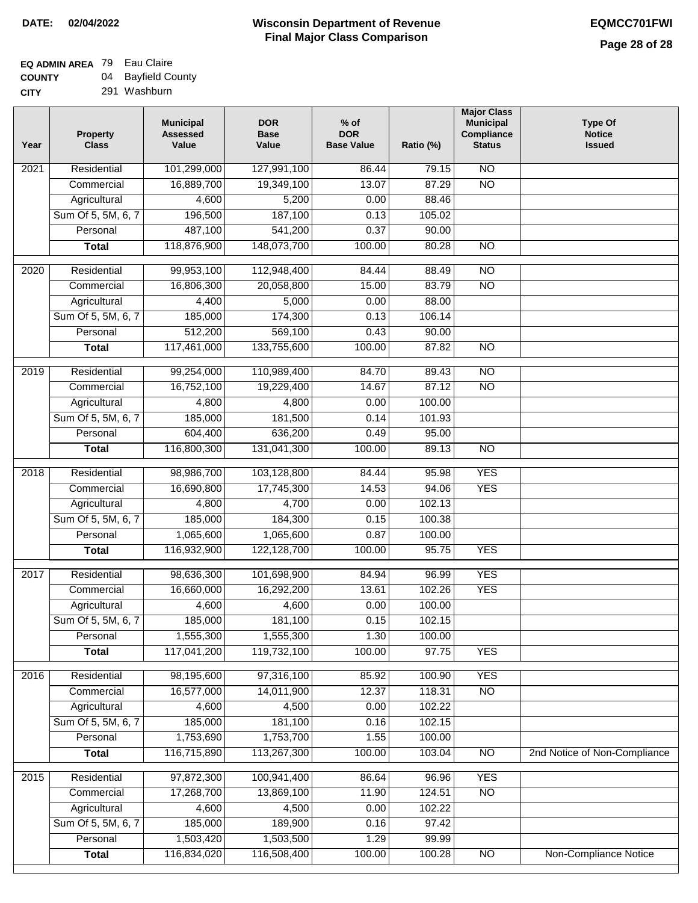**DATE:** 02/04/2022

# Wisconsin Department of Revenue
## Final Major Class Comparison

**EQMCC701FWI**

**EQ ADMIN AREA** 79 Eau Claire
**COUNTY** 04 Bayfield County
**CITY** 291 Washburn

| Year | Property Class | Municipal Assessed Value | DOR Base Value | % of DOR Base Value | Ratio (%) | Major Class Municipal Compliance Status | Type Of Notice Issued |
|---|---|---|---|---|---|---|---|
| 2021 | Residential | 101,299,000 | 127,991,100 | 86.44 | 79.15 | NO | |
| | Commercial | 16,889,700 | 19,349,100 | 13.07 | 87.29 | NO | |
| | Agricultural | 4,600 | 5,200 | 0.00 | 88.46 | | |
| | Sum Of 5, 5M, 6, 7 | 196,500 | 187,100 | 0.13 | 105.02 | | |
| | Personal | 487,100 | 541,200 | 0.37 | 90.00 | | |
| | **Total** | 118,876,900 | 148,073,700 | 100.00 | 80.28 | NO | |
| 2020 | Residential | 99,953,100 | 112,948,400 | 84.44 | 88.49 | NO | |
| | Commercial | 16,806,300 | 20,058,800 | 15.00 | 83.79 | NO | |
| | Agricultural | 4,400 | 5,000 | 0.00 | 88.00 | | |
| | Sum Of 5, 5M, 6, 7 | 185,000 | 174,300 | 0.13 | 106.14 | | |
| | Personal | 512,200 | 569,100 | 0.43 | 90.00 | | |
| | **Total** | 117,461,000 | 133,755,600 | 100.00 | 87.82 | NO | |
| 2019 | Residential | 99,254,000 | 110,989,400 | 84.70 | 89.43 | NO | |
| | Commercial | 16,752,100 | 19,229,400 | 14.67 | 87.12 | NO | |
| | Agricultural | 4,800 | 4,800 | 0.00 | 100.00 | | |
| | Sum Of 5, 5M, 6, 7 | 185,000 | 181,500 | 0.14 | 101.93 | | |
| | Personal | 604,400 | 636,200 | 0.49 | 95.00 | | |
| | **Total** | 116,800,300 | 131,041,300 | 100.00 | 89.13 | NO | |
| 2018 | Residential | 98,986,700 | 103,128,800 | 84.44 | 95.98 | YES | |
| | Commercial | 16,690,800 | 17,745,300 | 14.53 | 94.06 | YES | |
| | Agricultural | 4,800 | 4,700 | 0.00 | 102.13 | | |
| | Sum Of 5, 5M, 6, 7 | 185,000 | 184,300 | 0.15 | 100.38 | | |
| | Personal | 1,065,600 | 1,065,600 | 0.87 | 100.00 | | |
| | **Total** | 116,932,900 | 122,128,700 | 100.00 | 95.75 | YES | |
| 2017 | Residential | 98,636,300 | 101,698,900 | 84.94 | 96.99 | YES | |
| | Commercial | 16,660,000 | 16,292,200 | 13.61 | 102.26 | YES | |
| | Agricultural | 4,600 | 4,600 | 0.00 | 100.00 | | |
| | Sum Of 5, 5M, 6, 7 | 185,000 | 181,100 | 0.15 | 102.15 | | |
| | Personal | 1,555,300 | 1,555,300 | 1.30 | 100.00 | | |
| | **Total** | 117,041,200 | 119,732,100 | 100.00 | 97.75 | YES | |
| 2016 | Residential | 98,195,600 | 97,316,100 | 85.92 | 100.90 | YES | |
| | Commercial | 16,577,000 | 14,011,900 | 12.37 | 118.31 | NO | |
| | Agricultural | 4,600 | 4,500 | 0.00 | 102.22 | | |
| | Sum Of 5, 5M, 6, 7 | 185,000 | 181,100 | 0.16 | 102.15 | | |
| | Personal | 1,753,690 | 1,753,700 | 1.55 | 100.00 | | |
| | **Total** | 116,715,890 | 113,267,300 | 100.00 | 103.04 | NO | 2nd Notice of Non-Compliance |
| 2015 | Residential | 97,872,300 | 100,941,400 | 86.64 | 96.96 | YES | |
| | Commercial | 17,268,700 | 13,869,100 | 11.90 | 124.51 | NO | |
| | Agricultural | 4,600 | 4,500 | 0.00 | 102.22 | | |
| | Sum Of 5, 5M, 6, 7 | 185,000 | 189,900 | 0.16 | 97.42 | | |
| | Personal | 1,503,420 | 1,503,500 | 1.29 | 99.99 | | |
| | **Total** | 116,834,020 | 116,508,400 | 100.00 | 100.28 | NO | Non-Compliance Notice |